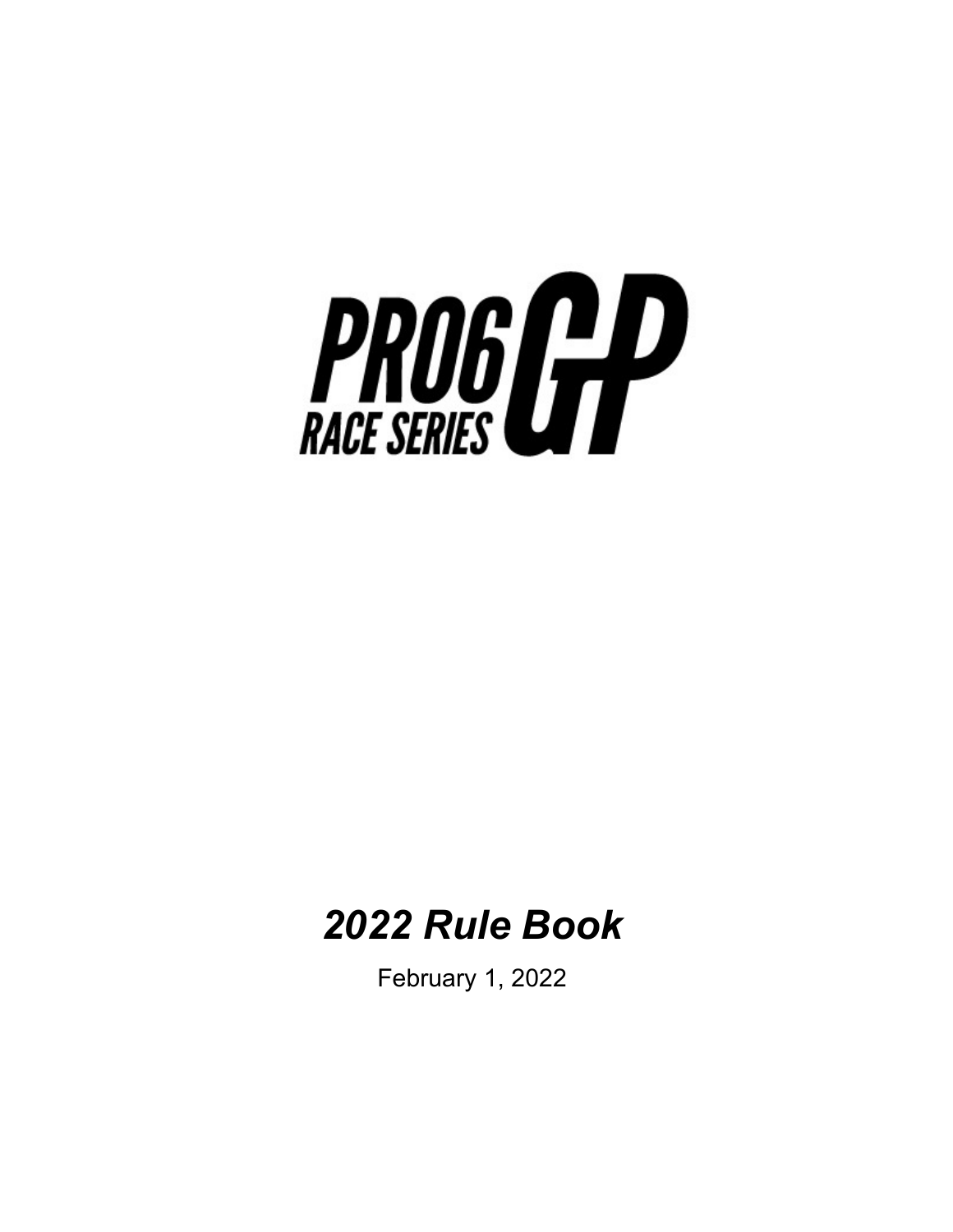# PRO6 GP RACE SERIES

## *2022 Rule Book*

February 1, 2022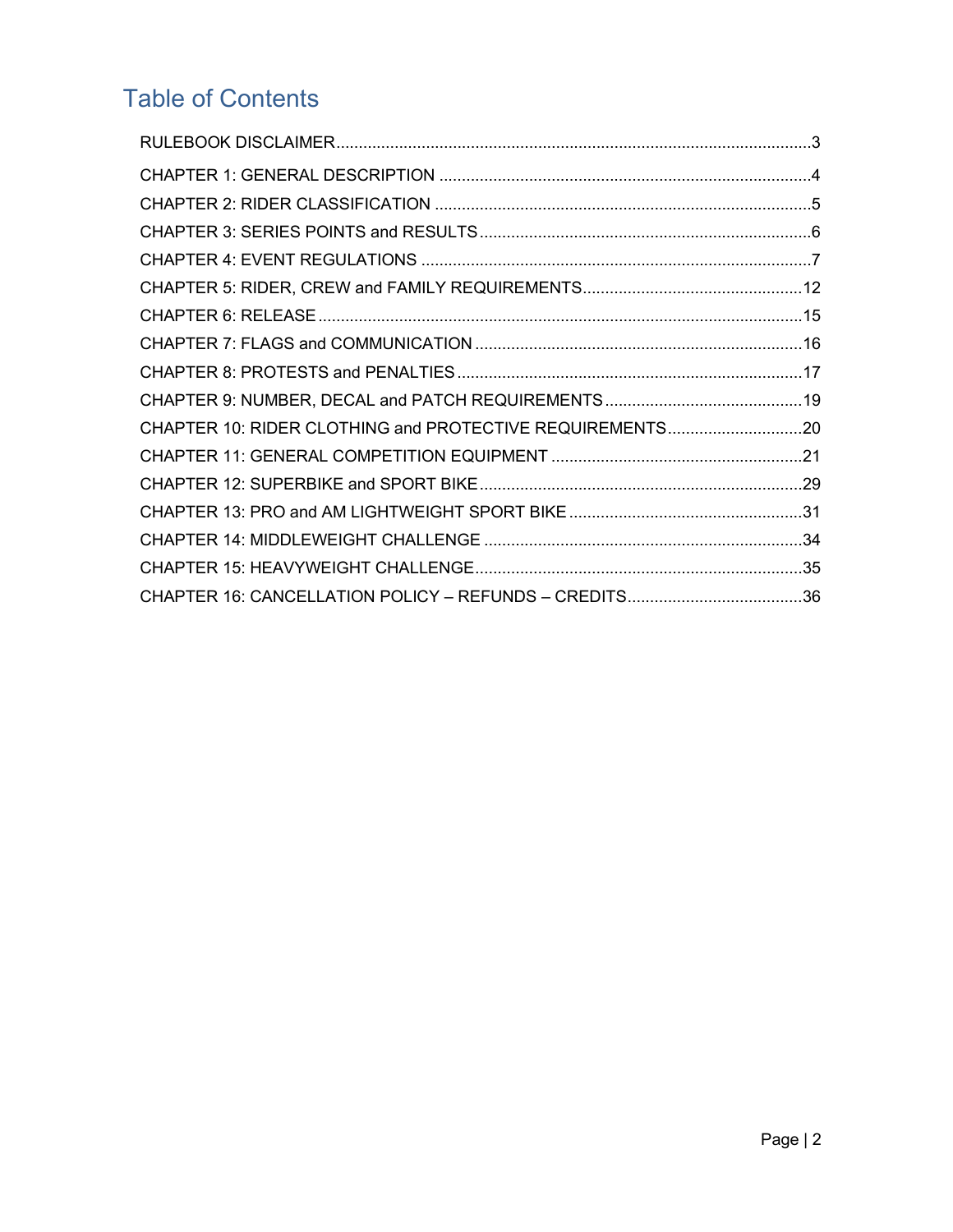# Table of Contents

RULEBOOK DISCLAIMER...3

CHAPTER 1: GENERAL DESCRIPTION...4

CHAPTER 2: RIDER CLASSIFICATION...5

CHAPTER 3: SERIES POINTS and RESULTS...6

CHAPTER 4: EVENT REGULATIONS...7

CHAPTER 5: RIDER, CREW and FAMILY REQUIREMENTS...12

CHAPTER 6: RELEASE...15

CHAPTER 7: FLAGS and COMMUNICATION...16

CHAPTER 8: PROTESTS and PENALTIES...17

CHAPTER 9: NUMBER, DECAL and PATCH REQUIREMENTS...19

CHAPTER 10: RIDER CLOTHING and PROTECTIVE REQUIREMENTS...20

CHAPTER 11: GENERAL COMPETITION EQUIPMENT...21

CHAPTER 12: SUPERBIKE and SPORT BIKE...29

CHAPTER 13: PRO and AM LIGHTWEIGHT SPORT BIKE...31

CHAPTER 14: MIDDLEWEIGHT CHALLENGE...34

CHAPTER 15: HEAVYWEIGHT CHALLENGE...35

CHAPTER 16: CANCELLATION POLICY – REFUNDS – CREDITS...36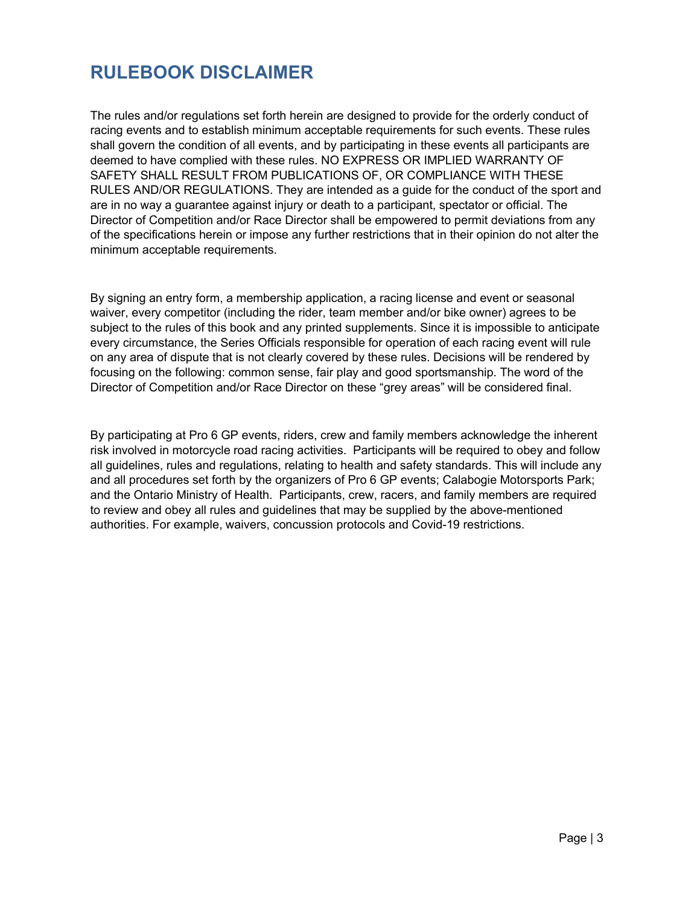# RULEBOOK DISCLAIMER

The rules and/or regulations set forth herein are designed to provide for the orderly conduct of racing events and to establish minimum acceptable requirements for such events. These rules shall govern the condition of all events, and by participating in these events all participants are deemed to have complied with these rules. NO EXPRESS OR IMPLIED WARRANTY OF SAFETY SHALL RESULT FROM PUBLICATIONS OF, OR COMPLIANCE WITH THESE RULES AND/OR REGULATIONS. They are intended as a guide for the conduct of the sport and are in no way a guarantee against injury or death to a participant, spectator or official. The Director of Competition and/or Race Director shall be empowered to permit deviations from any of the specifications herein or impose any further restrictions that in their opinion do not alter the minimum acceptable requirements.

By signing an entry form, a membership application, a racing license and event or seasonal waiver, every competitor (including the rider, team member and/or bike owner) agrees to be subject to the rules of this book and any printed supplements. Since it is impossible to anticipate every circumstance, the Series Officials responsible for operation of each racing event will rule on any area of dispute that is not clearly covered by these rules. Decisions will be rendered by focusing on the following: common sense, fair play and good sportsmanship. The word of the Director of Competition and/or Race Director on these “grey areas” will be considered final.

By participating at Pro 6 GP events, riders, crew and family members acknowledge the inherent risk involved in motorcycle road racing activities. Participants will be required to obey and follow all guidelines, rules and regulations, relating to health and safety standards. This will include any and all procedures set forth by the organizers of Pro 6 GP events; Calabogie Motorsports Park; and the Ontario Ministry of Health. Participants, crew, racers, and family members are required to review and obey all rules and guidelines that may be supplied by the above-mentioned authorities. For example, waivers, concussion protocols and Covid-19 restrictions.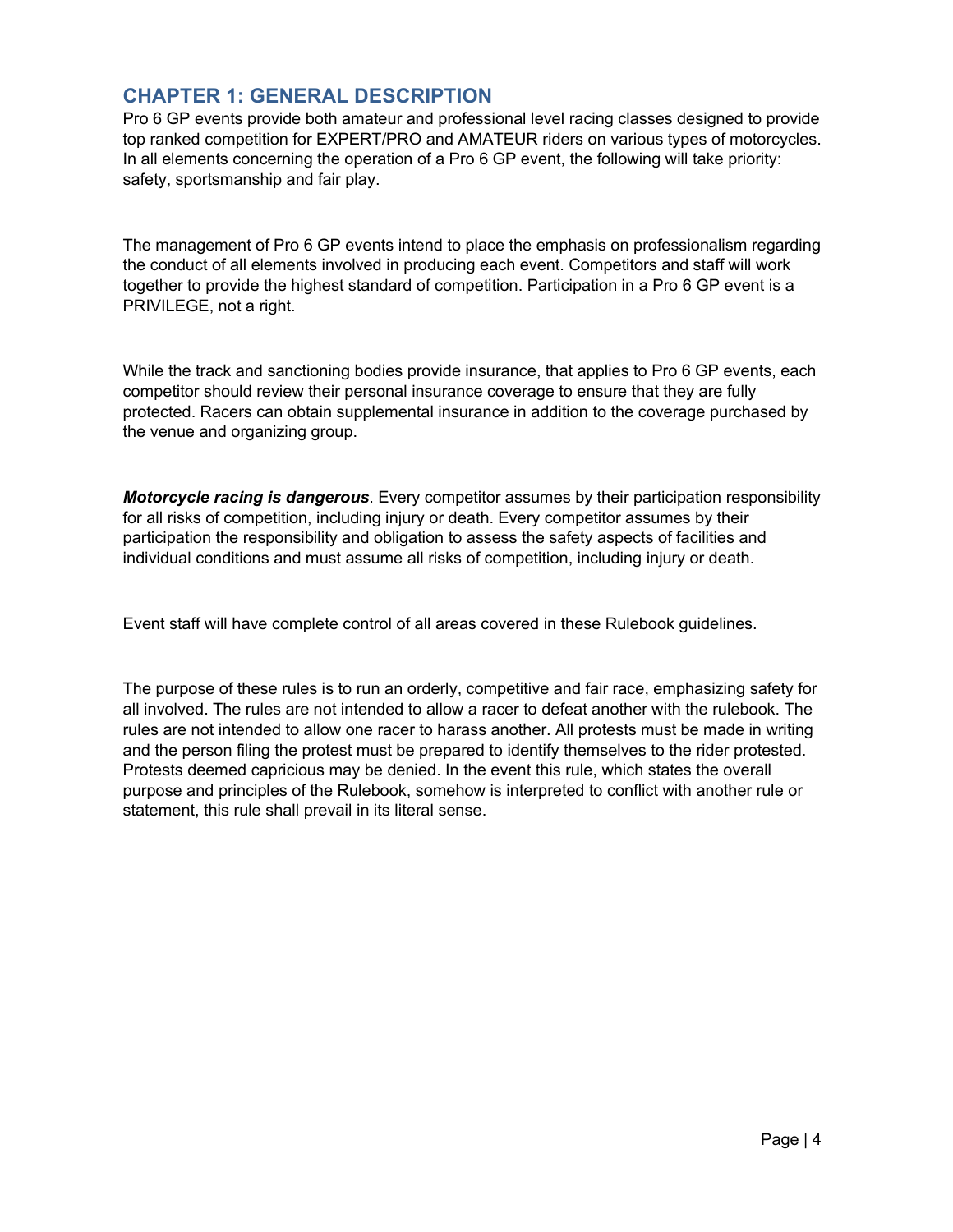## CHAPTER 1: GENERAL DESCRIPTION

Pro 6 GP events provide both amateur and professional level racing classes designed to provide top ranked competition for EXPERT/PRO and AMATEUR riders on various types of motorcycles. In all elements concerning the operation of a Pro 6 GP event, the following will take priority: safety, sportsmanship and fair play.

The management of Pro 6 GP events intend to place the emphasis on professionalism regarding the conduct of all elements involved in producing each event. Competitors and staff will work together to provide the highest standard of competition. Participation in a Pro 6 GP event is a PRIVILEGE, not a right.

While the track and sanctioning bodies provide insurance, that applies to Pro 6 GP events, each competitor should review their personal insurance coverage to ensure that they are fully protected. Racers can obtain supplemental insurance in addition to the coverage purchased by the venue and organizing group.

***Motorcycle racing is dangerous***. Every competitor assumes by their participation responsibility for all risks of competition, including injury or death. Every competitor assumes by their participation the responsibility and obligation to assess the safety aspects of facilities and individual conditions and must assume all risks of competition, including injury or death.

Event staff will have complete control of all areas covered in these Rulebook guidelines.

The purpose of these rules is to run an orderly, competitive and fair race, emphasizing safety for all involved. The rules are not intended to allow a racer to defeat another with the rulebook. The rules are not intended to allow one racer to harass another. All protests must be made in writing and the person filing the protest must be prepared to identify themselves to the rider protested. Protests deemed capricious may be denied. In the event this rule, which states the overall purpose and principles of the Rulebook, somehow is interpreted to conflict with another rule or statement, this rule shall prevail in its literal sense.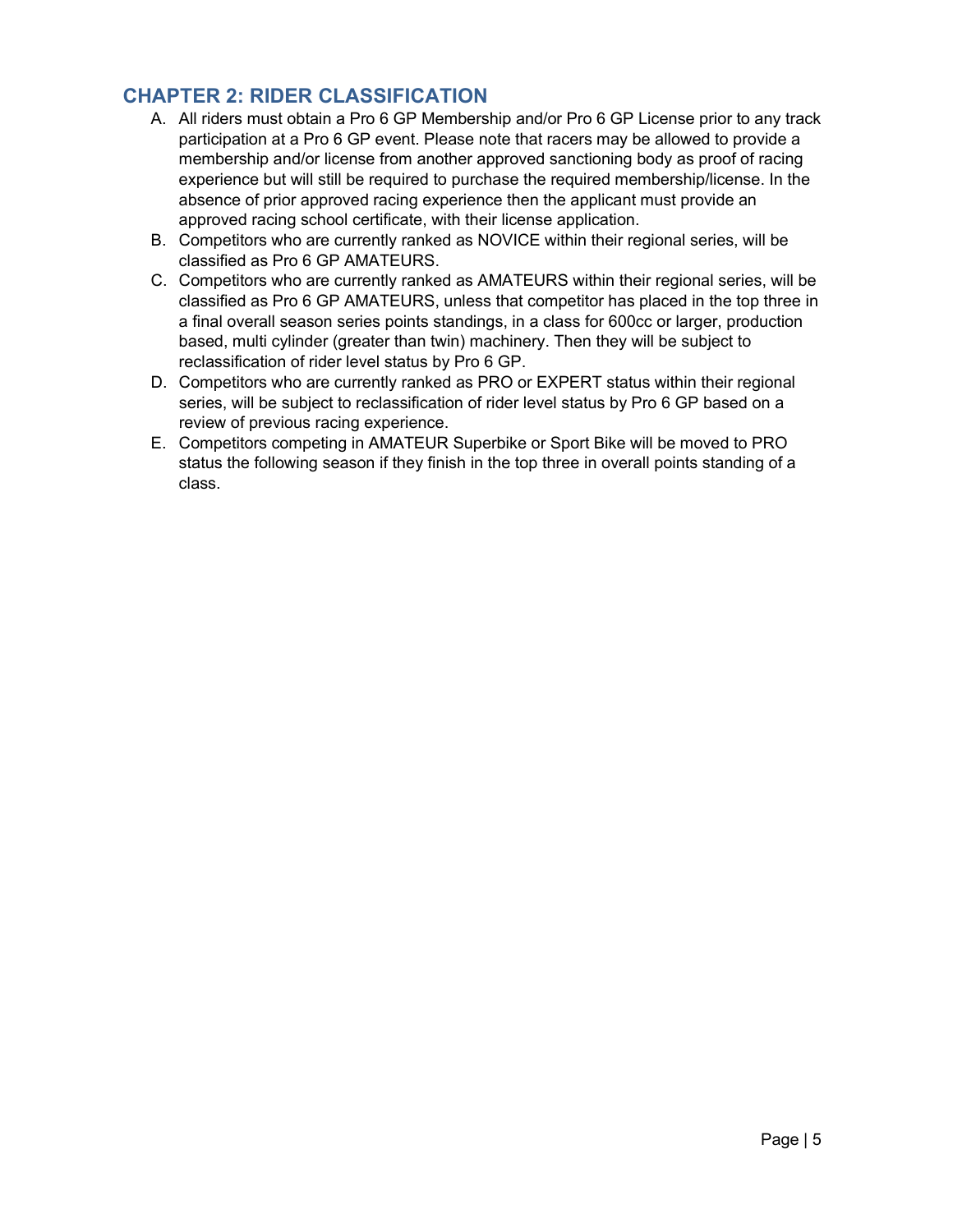## CHAPTER 2: RIDER CLASSIFICATION

A. All riders must obtain a Pro 6 GP Membership and/or Pro 6 GP License prior to any track participation at a Pro 6 GP event. Please note that racers may be allowed to provide a membership and/or license from another approved sanctioning body as proof of racing experience but will still be required to purchase the required membership/license. In the absence of prior approved racing experience then the applicant must provide an approved racing school certificate, with their license application.

B. Competitors who are currently ranked as NOVICE within their regional series, will be classified as Pro 6 GP AMATEURS.

C. Competitors who are currently ranked as AMATEURS within their regional series, will be classified as Pro 6 GP AMATEURS, unless that competitor has placed in the top three in a final overall season series points standings, in a class for 600cc or larger, production based, multi cylinder (greater than twin) machinery. Then they will be subject to reclassification of rider level status by Pro 6 GP.

D. Competitors who are currently ranked as PRO or EXPERT status within their regional series, will be subject to reclassification of rider level status by Pro 6 GP based on a review of previous racing experience.

E. Competitors competing in AMATEUR Superbike or Sport Bike will be moved to PRO status the following season if they finish in the top three in overall points standing of a class.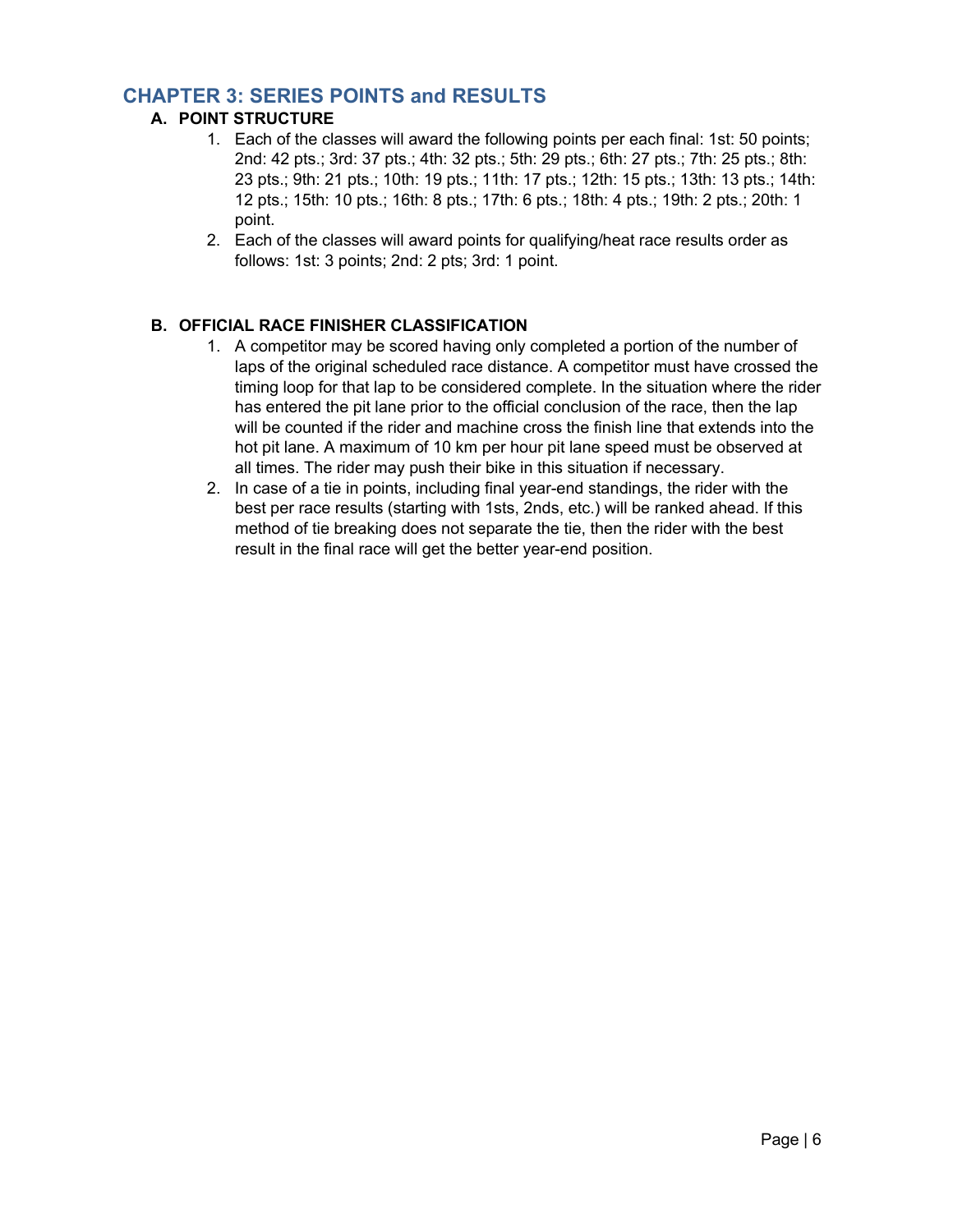## CHAPTER 3: SERIES POINTS and RESULTS

### A. POINT STRUCTURE

1. Each of the classes will award the following points per each final: 1st: 50 points; 2nd: 42 pts.; 3rd: 37 pts.; 4th: 32 pts.; 5th: 29 pts.; 6th: 27 pts.; 7th: 25 pts.; 8th: 23 pts.; 9th: 21 pts.; 10th: 19 pts.; 11th: 17 pts.; 12th: 15 pts.; 13th: 13 pts.; 14th: 12 pts.; 15th: 10 pts.; 16th: 8 pts.; 17th: 6 pts.; 18th: 4 pts.; 19th: 2 pts.; 20th: 1 point.
2. Each of the classes will award points for qualifying/heat race results order as follows: 1st: 3 points; 2nd: 2 pts; 3rd: 1 point.

### B. OFFICIAL RACE FINISHER CLASSIFICATION

1. A competitor may be scored having only completed a portion of the number of laps of the original scheduled race distance. A competitor must have crossed the timing loop for that lap to be considered complete. In the situation where the rider has entered the pit lane prior to the official conclusion of the race, then the lap will be counted if the rider and machine cross the finish line that extends into the hot pit lane. A maximum of 10 km per hour pit lane speed must be observed at all times. The rider may push their bike in this situation if necessary.
2. In case of a tie in points, including final year-end standings, the rider with the best per race results (starting with 1sts, 2nds, etc.) will be ranked ahead. If this method of tie breaking does not separate the tie, then the rider with the best result in the final race will get the better year-end position.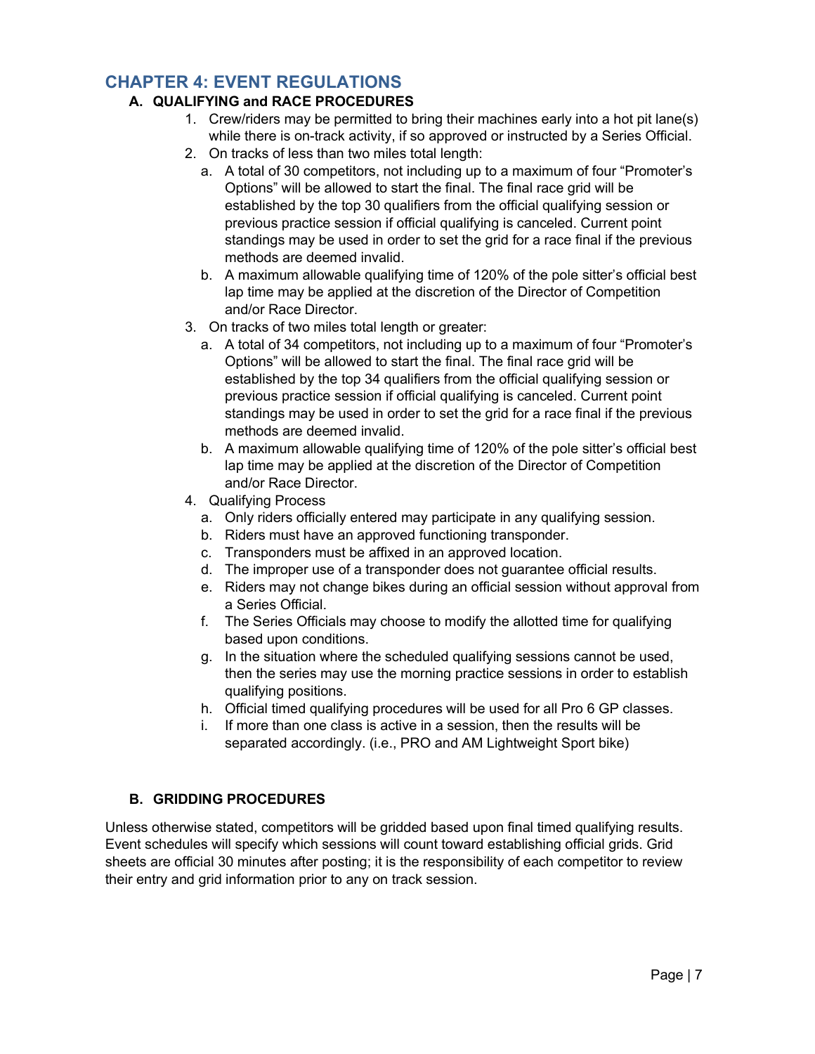# CHAPTER 4: EVENT REGULATIONS

## A. QUALIFYING and RACE PROCEDURES

1. Crew/riders may be permitted to bring their machines early into a hot pit lane(s) while there is on-track activity, if so approved or instructed by a Series Official.
2. On tracks of less than two miles total length:
   a. A total of 30 competitors, not including up to a maximum of four "Promoter's Options" will be allowed to start the final. The final race grid will be established by the top 30 qualifiers from the official qualifying session or previous practice session if official qualifying is canceled. Current point standings may be used in order to set the grid for a race final if the previous methods are deemed invalid.
   b. A maximum allowable qualifying time of 120% of the pole sitter's official best lap time may be applied at the discretion of the Director of Competition and/or Race Director.
3. On tracks of two miles total length or greater:
   a. A total of 34 competitors, not including up to a maximum of four "Promoter's Options" will be allowed to start the final. The final race grid will be established by the top 34 qualifiers from the official qualifying session or previous practice session if official qualifying is canceled. Current point standings may be used in order to set the grid for a race final if the previous methods are deemed invalid.
   b. A maximum allowable qualifying time of 120% of the pole sitter's official best lap time may be applied at the discretion of the Director of Competition and/or Race Director.
4. Qualifying Process
   a. Only riders officially entered may participate in any qualifying session.
   b. Riders must have an approved functioning transponder.
   c. Transponders must be affixed in an approved location.
   d. The improper use of a transponder does not guarantee official results.
   e. Riders may not change bikes during an official session without approval from a Series Official.
   f. The Series Officials may choose to modify the allotted time for qualifying based upon conditions.
   g. In the situation where the scheduled qualifying sessions cannot be used, then the series may use the morning practice sessions in order to establish qualifying positions.
   h. Official timed qualifying procedures will be used for all Pro 6 GP classes.
   i. If more than one class is active in a session, then the results will be separated accordingly. (i.e., PRO and AM Lightweight Sport bike)

## B. GRIDDING PROCEDURES

Unless otherwise stated, competitors will be gridded based upon final timed qualifying results. Event schedules will specify which sessions will count toward establishing official grids. Grid sheets are official 30 minutes after posting; it is the responsibility of each competitor to review their entry and grid information prior to any on track session.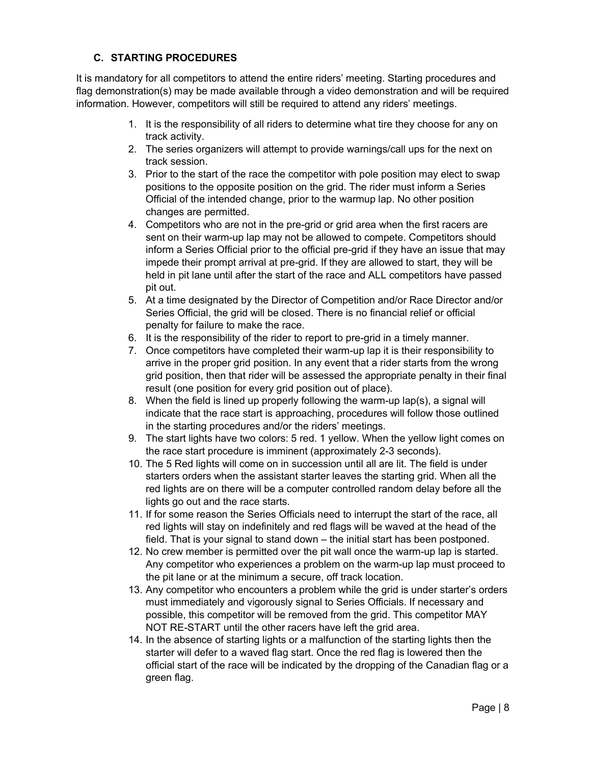### C. STARTING PROCEDURES

It is mandatory for all competitors to attend the entire riders' meeting. Starting procedures and flag demonstration(s) may be made available through a video demonstration and will be required information. However, competitors will still be required to attend any riders' meetings.

1. It is the responsibility of all riders to determine what tire they choose for any on track activity.
2. The series organizers will attempt to provide warnings/call ups for the next on track session.
3. Prior to the start of the race the competitor with pole position may elect to swap positions to the opposite position on the grid. The rider must inform a Series Official of the intended change, prior to the warmup lap. No other position changes are permitted.
4. Competitors who are not in the pre-grid or grid area when the first racers are sent on their warm-up lap may not be allowed to compete. Competitors should inform a Series Official prior to the official pre-grid if they have an issue that may impede their prompt arrival at pre-grid. If they are allowed to start, they will be held in pit lane until after the start of the race and ALL competitors have passed pit out.
5. At a time designated by the Director of Competition and/or Race Director and/or Series Official, the grid will be closed. There is no financial relief or official penalty for failure to make the race.
6. It is the responsibility of the rider to report to pre-grid in a timely manner.
7. Once competitors have completed their warm-up lap it is their responsibility to arrive in the proper grid position. In any event that a rider starts from the wrong grid position, then that rider will be assessed the appropriate penalty in their final result (one position for every grid position out of place).
8. When the field is lined up properly following the warm-up lap(s), a signal will indicate that the race start is approaching, procedures will follow those outlined in the starting procedures and/or the riders' meetings.
9. The start lights have two colors: 5 red. 1 yellow. When the yellow light comes on the race start procedure is imminent (approximately 2-3 seconds).
10. The 5 Red lights will come on in succession until all are lit. The field is under starters orders when the assistant starter leaves the starting grid. When all the red lights are on there will be a computer controlled random delay before all the lights go out and the race starts.
11. If for some reason the Series Officials need to interrupt the start of the race, all red lights will stay on indefinitely and red flags will be waved at the head of the field. That is your signal to stand down – the initial start has been postponed.
12. No crew member is permitted over the pit wall once the warm-up lap is started. Any competitor who experiences a problem on the warm-up lap must proceed to the pit lane or at the minimum a secure, off track location.
13. Any competitor who encounters a problem while the grid is under starter's orders must immediately and vigorously signal to Series Officials. If necessary and possible, this competitor will be removed from the grid. This competitor MAY NOT RE-START until the other racers have left the grid area.
14. In the absence of starting lights or a malfunction of the starting lights then the starter will defer to a waved flag start. Once the red flag is lowered then the official start of the race will be indicated by the dropping of the Canadian flag or a green flag.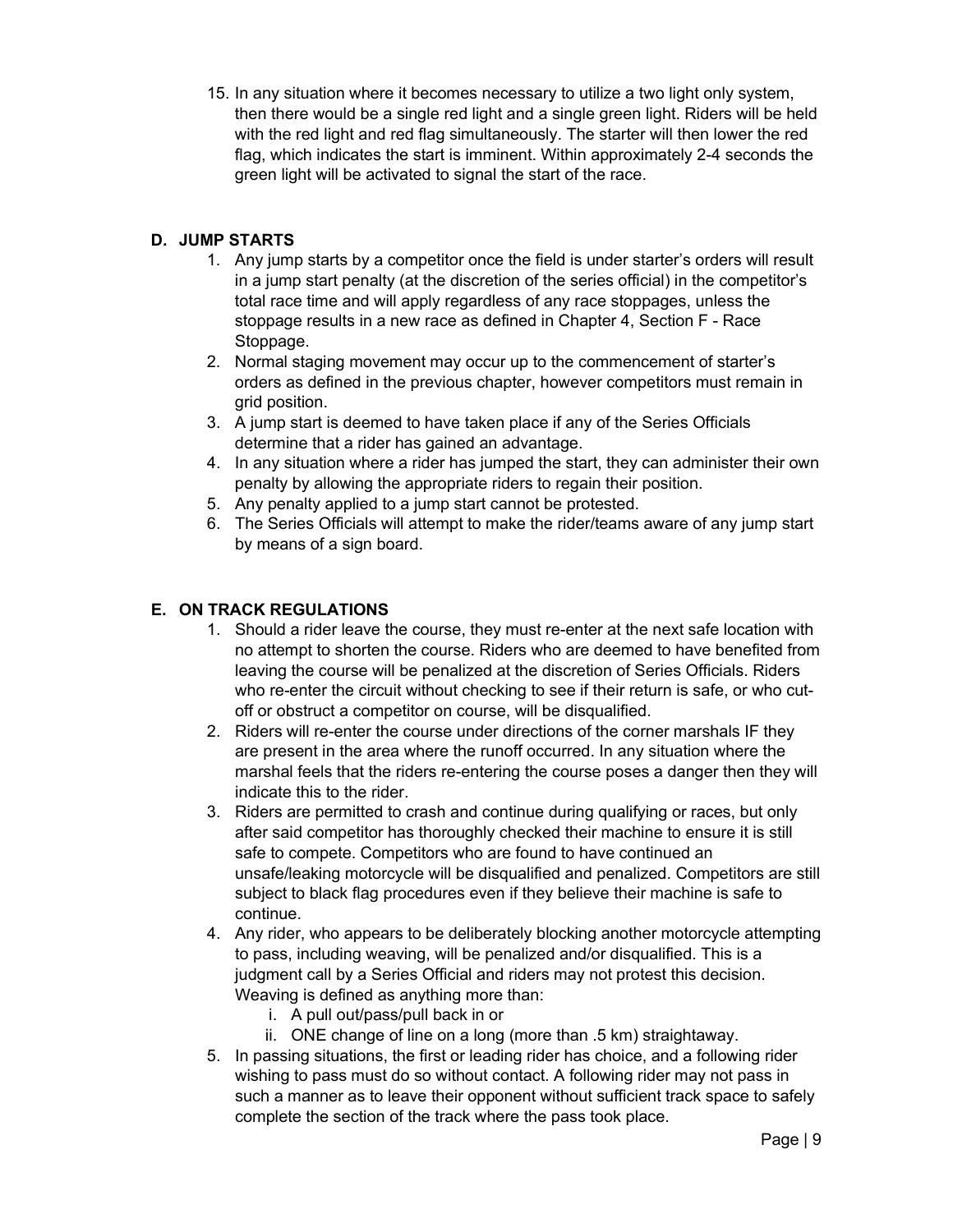15. In any situation where it becomes necessary to utilize a two light only system, then there would be a single red light and a single green light. Riders will be held with the red light and red flag simultaneously. The starter will then lower the red flag, which indicates the start is imminent. Within approximately 2-4 seconds the green light will be activated to signal the start of the race.

## D. JUMP STARTS

1. Any jump starts by a competitor once the field is under starter's orders will result in a jump start penalty (at the discretion of the series official) in the competitor's total race time and will apply regardless of any race stoppages, unless the stoppage results in a new race as defined in Chapter 4, Section F - Race Stoppage.
2. Normal staging movement may occur up to the commencement of starter's orders as defined in the previous chapter, however competitors must remain in grid position.
3. A jump start is deemed to have taken place if any of the Series Officials determine that a rider has gained an advantage.
4. In any situation where a rider has jumped the start, they can administer their own penalty by allowing the appropriate riders to regain their position.
5. Any penalty applied to a jump start cannot be protested.
6. The Series Officials will attempt to make the rider/teams aware of any jump start by means of a sign board.

## E. ON TRACK REGULATIONS

1. Should a rider leave the course, they must re-enter at the next safe location with no attempt to shorten the course. Riders who are deemed to have benefited from leaving the course will be penalized at the discretion of Series Officials. Riders who re-enter the circuit without checking to see if their return is safe, or who cut-off or obstruct a competitor on course, will be disqualified.
2. Riders will re-enter the course under directions of the corner marshals IF they are present in the area where the runoff occurred. In any situation where the marshal feels that the riders re-entering the course poses a danger then they will indicate this to the rider.
3. Riders are permitted to crash and continue during qualifying or races, but only after said competitor has thoroughly checked their machine to ensure it is still safe to compete. Competitors who are found to have continued an unsafe/leaking motorcycle will be disqualified and penalized. Competitors are still subject to black flag procedures even if they believe their machine is safe to continue.
4. Any rider, who appears to be deliberately blocking another motorcycle attempting to pass, including weaving, will be penalized and/or disqualified. This is a judgment call by a Series Official and riders may not protest this decision. Weaving is defined as anything more than:
   i. A pull out/pass/pull back in or
   ii. ONE change of line on a long (more than .5 km) straightaway.
5. In passing situations, the first or leading rider has choice, and a following rider wishing to pass must do so without contact. A following rider may not pass in such a manner as to leave their opponent without sufficient track space to safely complete the section of the track where the pass took place.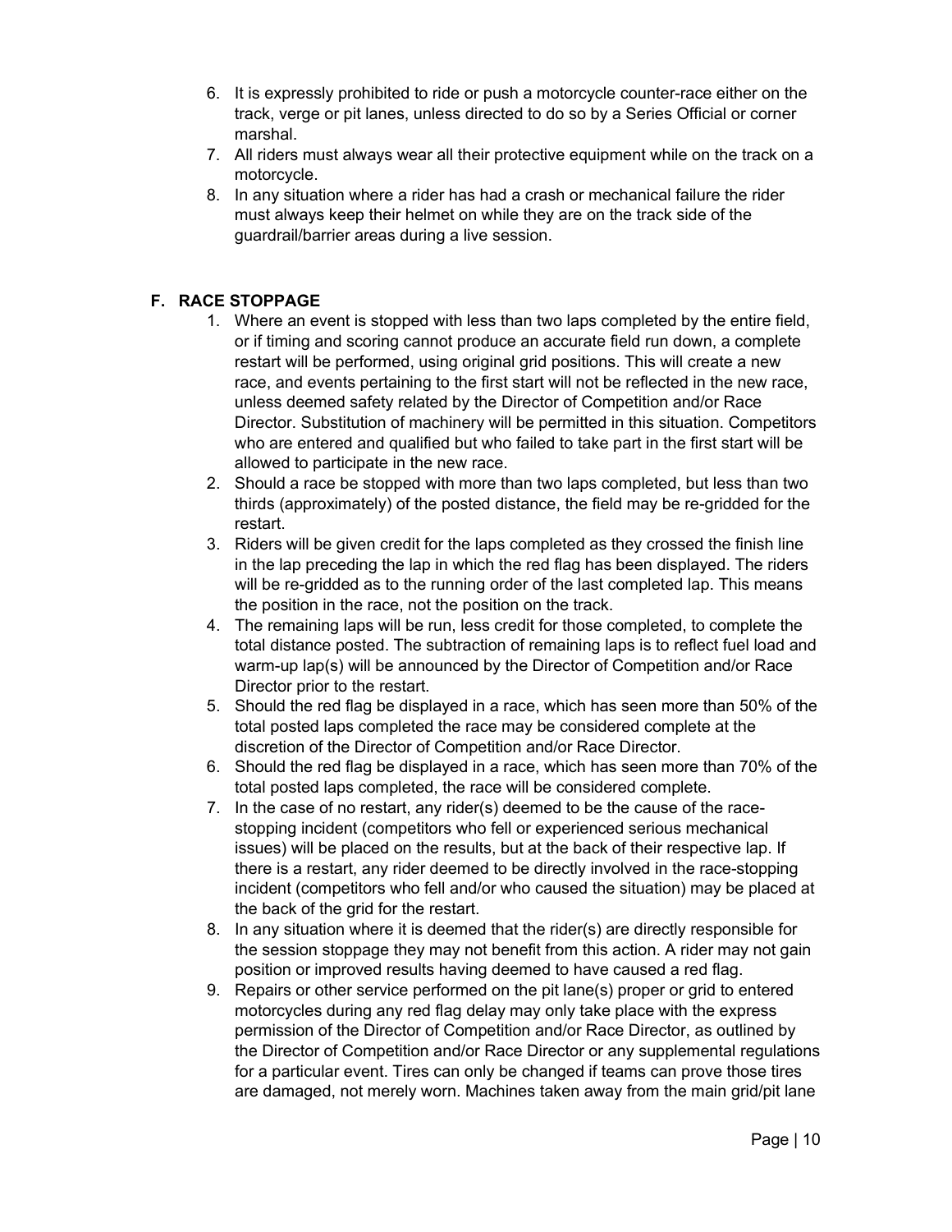6. It is expressly prohibited to ride or push a motorcycle counter-race either on the track, verge or pit lanes, unless directed to do so by a Series Official or corner marshal.
7. All riders must always wear all their protective equipment while on the track on a motorcycle.
8. In any situation where a rider has had a crash or mechanical failure the rider must always keep their helmet on while they are on the track side of the guardrail/barrier areas during a live session.

## F. RACE STOPPAGE

1. Where an event is stopped with less than two laps completed by the entire field, or if timing and scoring cannot produce an accurate field run down, a complete restart will be performed, using original grid positions. This will create a new race, and events pertaining to the first start will not be reflected in the new race, unless deemed safety related by the Director of Competition and/or Race Director. Substitution of machinery will be permitted in this situation. Competitors who are entered and qualified but who failed to take part in the first start will be allowed to participate in the new race.
2. Should a race be stopped with more than two laps completed, but less than two thirds (approximately) of the posted distance, the field may be re-gridded for the restart.
3. Riders will be given credit for the laps completed as they crossed the finish line in the lap preceding the lap in which the red flag has been displayed. The riders will be re-gridded as to the running order of the last completed lap. This means the position in the race, not the position on the track.
4. The remaining laps will be run, less credit for those completed, to complete the total distance posted. The subtraction of remaining laps is to reflect fuel load and warm-up lap(s) will be announced by the Director of Competition and/or Race Director prior to the restart.
5. Should the red flag be displayed in a race, which has seen more than 50% of the total posted laps completed the race may be considered complete at the discretion of the Director of Competition and/or Race Director.
6. Should the red flag be displayed in a race, which has seen more than 70% of the total posted laps completed, the race will be considered complete.
7. In the case of no restart, any rider(s) deemed to be the cause of the race-stopping incident (competitors who fell or experienced serious mechanical issues) will be placed on the results, but at the back of their respective lap. If there is a restart, any rider deemed to be directly involved in the race-stopping incident (competitors who fell and/or who caused the situation) may be placed at the back of the grid for the restart.
8. In any situation where it is deemed that the rider(s) are directly responsible for the session stoppage they may not benefit from this action. A rider may not gain position or improved results having deemed to have caused a red flag.
9. Repairs or other service performed on the pit lane(s) proper or grid to entered motorcycles during any red flag delay may only take place with the express permission of the Director of Competition and/or Race Director, as outlined by the Director of Competition and/or Race Director or any supplemental regulations for a particular event. Tires can only be changed if teams can prove those tires are damaged, not merely worn. Machines taken away from the main grid/pit lane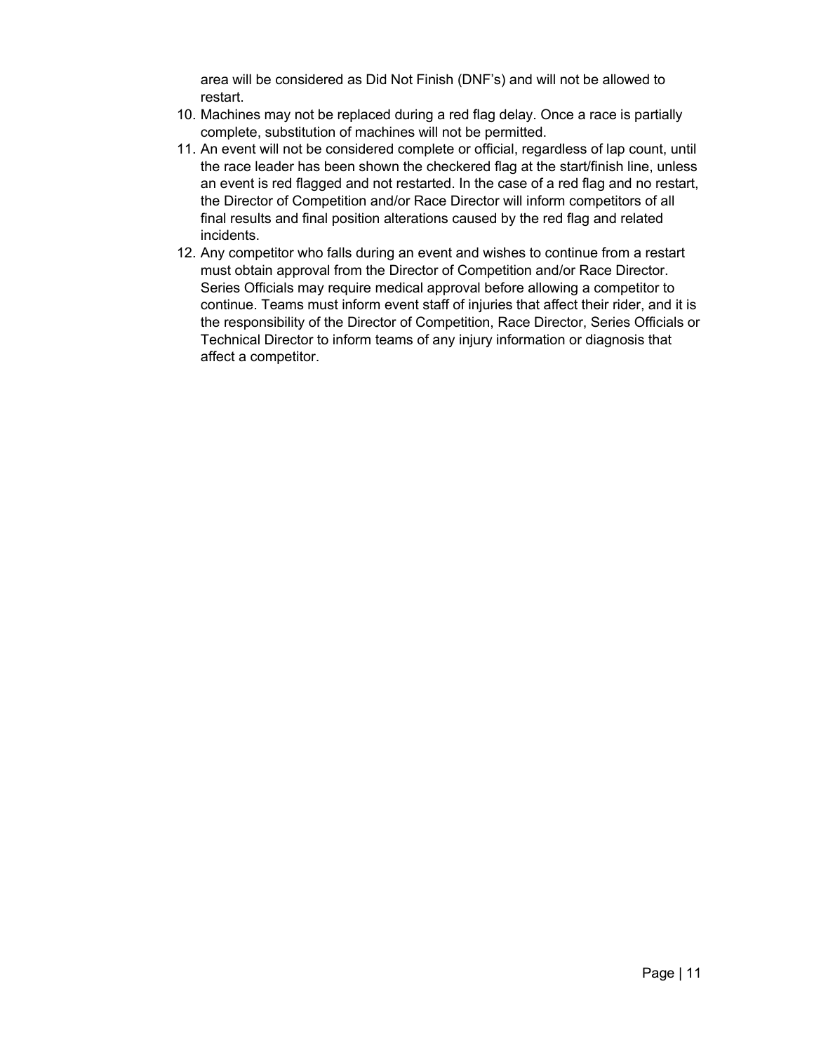area will be considered as Did Not Finish (DNF's) and will not be allowed to restart.

10. Machines may not be replaced during a red flag delay. Once a race is partially complete, substitution of machines will not be permitted.
11. An event will not be considered complete or official, regardless of lap count, until the race leader has been shown the checkered flag at the start/finish line, unless an event is red flagged and not restarted. In the case of a red flag and no restart, the Director of Competition and/or Race Director will inform competitors of all final results and final position alterations caused by the red flag and related incidents.
12. Any competitor who falls during an event and wishes to continue from a restart must obtain approval from the Director of Competition and/or Race Director. Series Officials may require medical approval before allowing a competitor to continue. Teams must inform event staff of injuries that affect their rider, and it is the responsibility of the Director of Competition, Race Director, Series Officials or Technical Director to inform teams of any injury information or diagnosis that affect a competitor.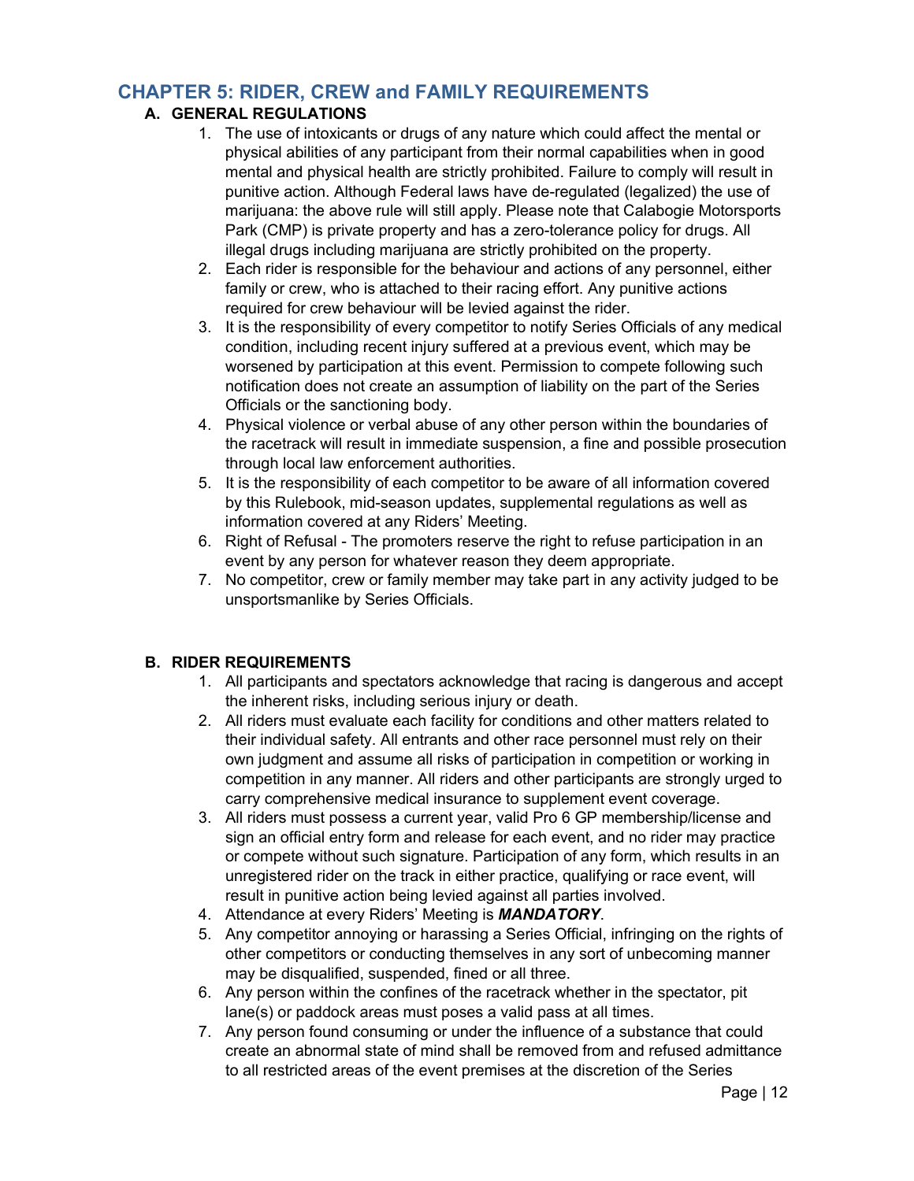## CHAPTER 5: RIDER, CREW and FAMILY REQUIREMENTS

### A. GENERAL REGULATIONS

1. The use of intoxicants or drugs of any nature which could affect the mental or physical abilities of any participant from their normal capabilities when in good mental and physical health are strictly prohibited. Failure to comply will result in punitive action. Although Federal laws have de-regulated (legalized) the use of marijuana: the above rule will still apply. Please note that Calabogie Motorsports Park (CMP) is private property and has a zero-tolerance policy for drugs. All illegal drugs including marijuana are strictly prohibited on the property.
2. Each rider is responsible for the behaviour and actions of any personnel, either family or crew, who is attached to their racing effort. Any punitive actions required for crew behaviour will be levied against the rider.
3. It is the responsibility of every competitor to notify Series Officials of any medical condition, including recent injury suffered at a previous event, which may be worsened by participation at this event. Permission to compete following such notification does not create an assumption of liability on the part of the Series Officials or the sanctioning body.
4. Physical violence or verbal abuse of any other person within the boundaries of the racetrack will result in immediate suspension, a fine and possible prosecution through local law enforcement authorities.
5. It is the responsibility of each competitor to be aware of all information covered by this Rulebook, mid-season updates, supplemental regulations as well as information covered at any Riders' Meeting.
6. Right of Refusal - The promoters reserve the right to refuse participation in an event by any person for whatever reason they deem appropriate.
7. No competitor, crew or family member may take part in any activity judged to be unsportsmanlike by Series Officials.

### B. RIDER REQUIREMENTS

1. All participants and spectators acknowledge that racing is dangerous and accept the inherent risks, including serious injury or death.
2. All riders must evaluate each facility for conditions and other matters related to their individual safety. All entrants and other race personnel must rely on their own judgment and assume all risks of participation in competition or working in competition in any manner. All riders and other participants are strongly urged to carry comprehensive medical insurance to supplement event coverage.
3. All riders must possess a current year, valid Pro 6 GP membership/license and sign an official entry form and release for each event, and no rider may practice or compete without such signature. Participation of any form, which results in an unregistered rider on the track in either practice, qualifying or race event, will result in punitive action being levied against all parties involved.
4. Attendance at every Riders' Meeting is ***MANDATORY***.
5. Any competitor annoying or harassing a Series Official, infringing on the rights of other competitors or conducting themselves in any sort of unbecoming manner may be disqualified, suspended, fined or all three.
6. Any person within the confines of the racetrack whether in the spectator, pit lane(s) or paddock areas must poses a valid pass at all times.
7. Any person found consuming or under the influence of a substance that could create an abnormal state of mind shall be removed from and refused admittance to all restricted areas of the event premises at the discretion of the Series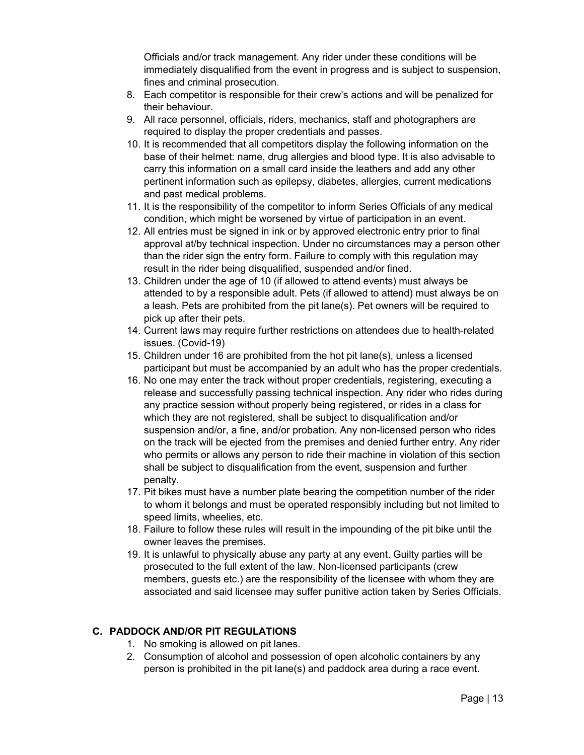Officials and/or track management. Any rider under these conditions will be immediately disqualified from the event in progress and is subject to suspension, fines and criminal prosecution.

8. Each competitor is responsible for their crew's actions and will be penalized for their behaviour.
9. All race personnel, officials, riders, mechanics, staff and photographers are required to display the proper credentials and passes.
10. It is recommended that all competitors display the following information on the base of their helmet: name, drug allergies and blood type. It is also advisable to carry this information on a small card inside the leathers and add any other pertinent information such as epilepsy, diabetes, allergies, current medications and past medical problems.
11. It is the responsibility of the competitor to inform Series Officials of any medical condition, which might be worsened by virtue of participation in an event.
12. All entries must be signed in ink or by approved electronic entry prior to final approval at/by technical inspection. Under no circumstances may a person other than the rider sign the entry form. Failure to comply with this regulation may result in the rider being disqualified, suspended and/or fined.
13. Children under the age of 10 (if allowed to attend events) must always be attended to by a responsible adult. Pets (if allowed to attend) must always be on a leash. Pets are prohibited from the pit lane(s). Pet owners will be required to pick up after their pets.
14. Current laws may require further restrictions on attendees due to health-related issues. (Covid-19)
15. Children under 16 are prohibited from the hot pit lane(s), unless a licensed participant but must be accompanied by an adult who has the proper credentials.
16. No one may enter the track without proper credentials, registering, executing a release and successfully passing technical inspection. Any rider who rides during any practice session without properly being registered, or rides in a class for which they are not registered, shall be subject to disqualification and/or suspension and/or, a fine, and/or probation. Any non-licensed person who rides on the track will be ejected from the premises and denied further entry. Any rider who permits or allows any person to ride their machine in violation of this section shall be subject to disqualification from the event, suspension and further penalty.
17. Pit bikes must have a number plate bearing the competition number of the rider to whom it belongs and must be operated responsibly including but not limited to speed limits, wheelies, etc.
18. Failure to follow these rules will result in the impounding of the pit bike until the owner leaves the premises.
19. It is unlawful to physically abuse any party at any event. Guilty parties will be prosecuted to the full extent of the law. Non-licensed participants (crew members, guests etc.) are the responsibility of the licensee with whom they are associated and said licensee may suffer punitive action taken by Series Officials.

### C. PADDOCK AND/OR PIT REGULATIONS

1. No smoking is allowed on pit lanes.
2. Consumption of alcohol and possession of open alcoholic containers by any person is prohibited in the pit lane(s) and paddock area during a race event.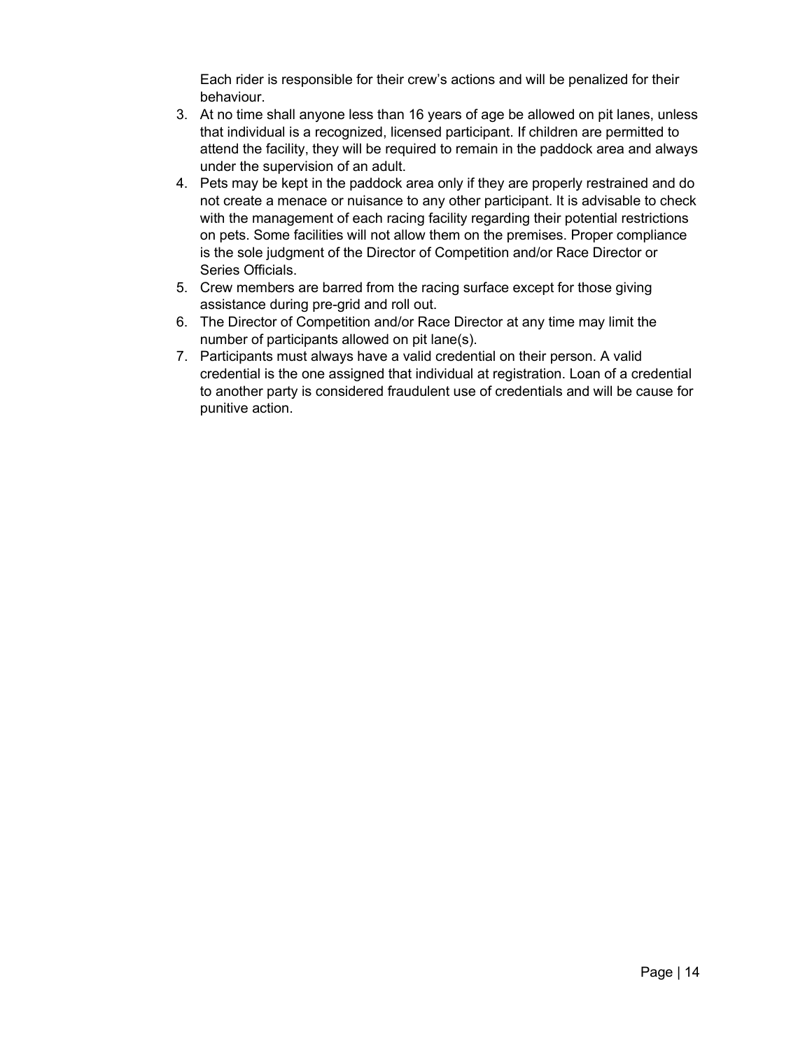Each rider is responsible for their crew's actions and will be penalized for their behaviour.

3. At no time shall anyone less than 16 years of age be allowed on pit lanes, unless that individual is a recognized, licensed participant. If children are permitted to attend the facility, they will be required to remain in the paddock area and always under the supervision of an adult.
4. Pets may be kept in the paddock area only if they are properly restrained and do not create a menace or nuisance to any other participant. It is advisable to check with the management of each racing facility regarding their potential restrictions on pets. Some facilities will not allow them on the premises. Proper compliance is the sole judgment of the Director of Competition and/or Race Director or Series Officials.
5. Crew members are barred from the racing surface except for those giving assistance during pre-grid and roll out.
6. The Director of Competition and/or Race Director at any time may limit the number of participants allowed on pit lane(s).
7. Participants must always have a valid credential on their person. A valid credential is the one assigned that individual at registration. Loan of a credential to another party is considered fraudulent use of credentials and will be cause for punitive action.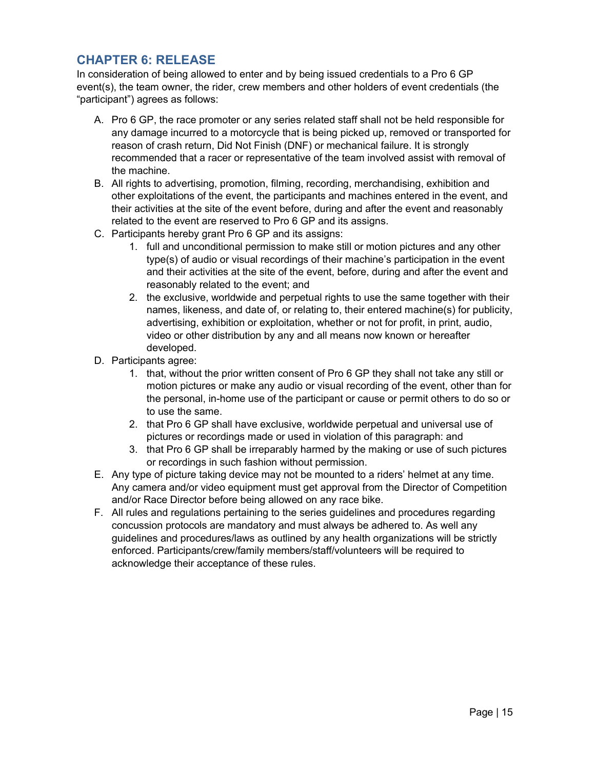## CHAPTER 6: RELEASE

In consideration of being allowed to enter and by being issued credentials to a Pro 6 GP event(s), the team owner, the rider, crew members and other holders of event credentials (the "participant") agrees as follows:

A. Pro 6 GP, the race promoter or any series related staff shall not be held responsible for any damage incurred to a motorcycle that is being picked up, removed or transported for reason of crash return, Did Not Finish (DNF) or mechanical failure. It is strongly recommended that a racer or representative of the team involved assist with removal of the machine.
B. All rights to advertising, promotion, filming, recording, merchandising, exhibition and other exploitations of the event, the participants and machines entered in the event, and their activities at the site of the event before, during and after the event and reasonably related to the event are reserved to Pro 6 GP and its assigns.
C. Participants hereby grant Pro 6 GP and its assigns:
    1. full and unconditional permission to make still or motion pictures and any other type(s) of audio or visual recordings of their machine's participation in the event and their activities at the site of the event, before, during and after the event and reasonably related to the event; and
    2. the exclusive, worldwide and perpetual rights to use the same together with their names, likeness, and date of, or relating to, their entered machine(s) for publicity, advertising, exhibition or exploitation, whether or not for profit, in print, audio, video or other distribution by any and all means now known or hereafter developed.
D. Participants agree:
    1. that, without the prior written consent of Pro 6 GP they shall not take any still or motion pictures or make any audio or visual recording of the event, other than for the personal, in-home use of the participant or cause or permit others to do so or to use the same.
    2. that Pro 6 GP shall have exclusive, worldwide perpetual and universal use of pictures or recordings made or used in violation of this paragraph: and
    3. that Pro 6 GP shall be irreparably harmed by the making or use of such pictures or recordings in such fashion without permission.
E. Any type of picture taking device may not be mounted to a riders' helmet at any time. Any camera and/or video equipment must get approval from the Director of Competition and/or Race Director before being allowed on any race bike.
F. All rules and regulations pertaining to the series guidelines and procedures regarding concussion protocols are mandatory and must always be adhered to. As well any guidelines and procedures/laws as outlined by any health organizations will be strictly enforced. Participants/crew/family members/staff/volunteers will be required to acknowledge their acceptance of these rules.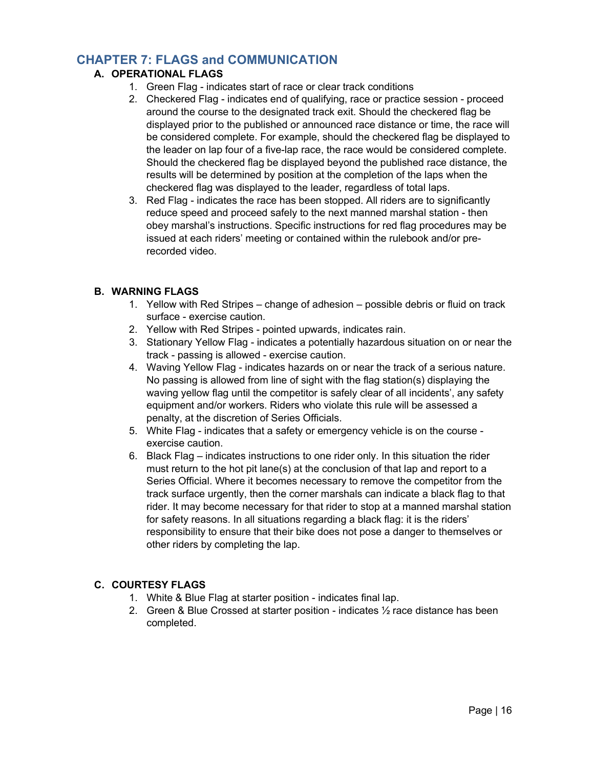# CHAPTER 7: FLAGS and COMMUNICATION

## A. OPERATIONAL FLAGS

1. Green Flag - indicates start of race or clear track conditions
2. Checkered Flag - indicates end of qualifying, race or practice session - proceed around the course to the designated track exit. Should the checkered flag be displayed prior to the published or announced race distance or time, the race will be considered complete. For example, should the checkered flag be displayed to the leader on lap four of a five-lap race, the race would be considered complete. Should the checkered flag be displayed beyond the published race distance, the results will be determined by position at the completion of the laps when the checkered flag was displayed to the leader, regardless of total laps.
3. Red Flag - indicates the race has been stopped. All riders are to significantly reduce speed and proceed safely to the next manned marshal station - then obey marshal's instructions. Specific instructions for red flag procedures may be issued at each riders' meeting or contained within the rulebook and/or pre-recorded video.

## B. WARNING FLAGS

1. Yellow with Red Stripes – change of adhesion – possible debris or fluid on track surface - exercise caution.
2. Yellow with Red Stripes - pointed upwards, indicates rain.
3. Stationary Yellow Flag - indicates a potentially hazardous situation on or near the track - passing is allowed - exercise caution.
4. Waving Yellow Flag - indicates hazards on or near the track of a serious nature. No passing is allowed from line of sight with the flag station(s) displaying the waving yellow flag until the competitor is safely clear of all incidents', any safety equipment and/or workers. Riders who violate this rule will be assessed a penalty, at the discretion of Series Officials.
5. White Flag - indicates that a safety or emergency vehicle is on the course - exercise caution.
6. Black Flag – indicates instructions to one rider only. In this situation the rider must return to the hot pit lane(s) at the conclusion of that lap and report to a Series Official. Where it becomes necessary to remove the competitor from the track surface urgently, then the corner marshals can indicate a black flag to that rider. It may become necessary for that rider to stop at a manned marshal station for safety reasons. In all situations regarding a black flag: it is the riders' responsibility to ensure that their bike does not pose a danger to themselves or other riders by completing the lap.

## C. COURTESY FLAGS

1. White & Blue Flag at starter position - indicates final lap.
2. Green & Blue Crossed at starter position - indicates ½ race distance has been completed.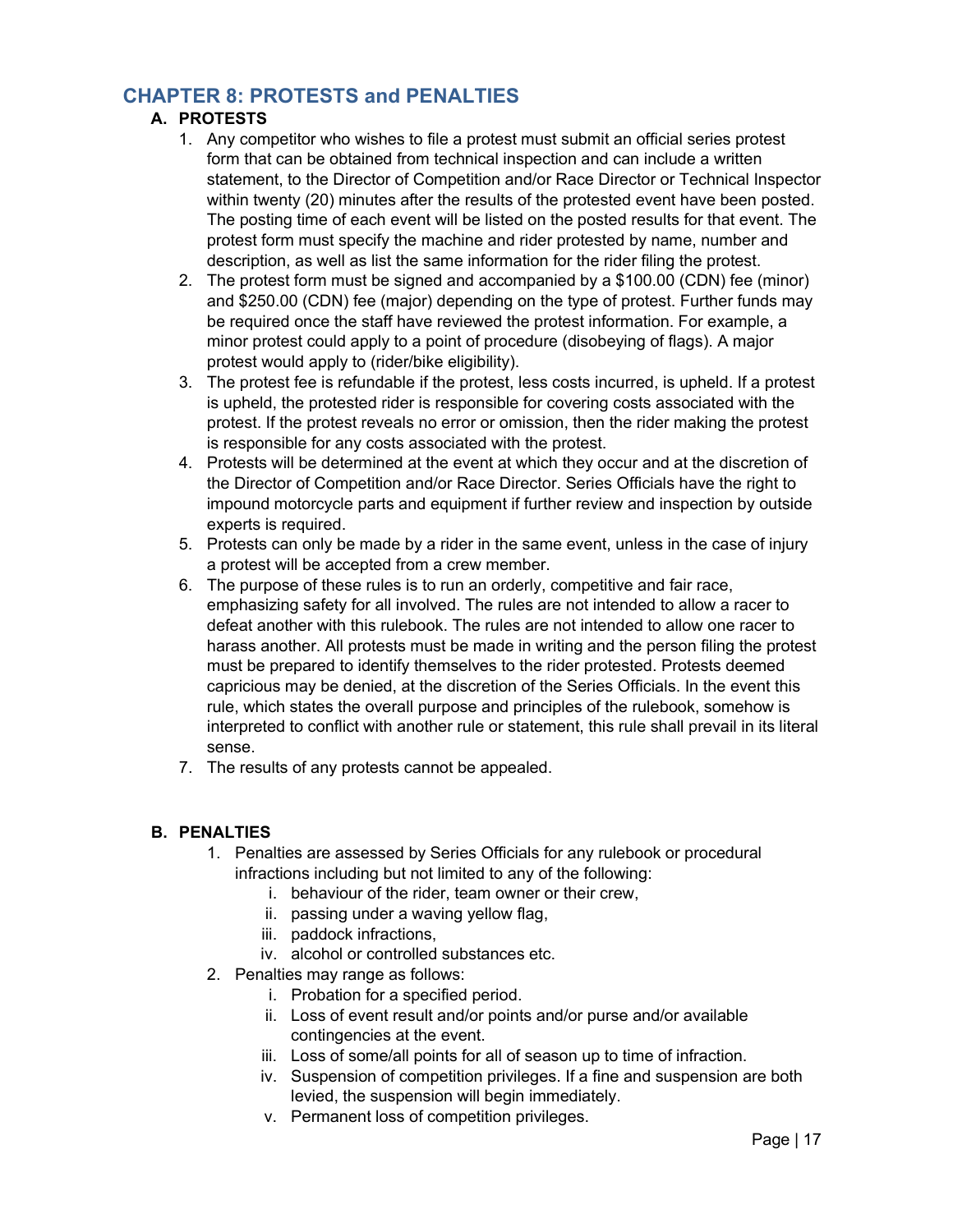## CHAPTER 8: PROTESTS and PENALTIES

### A. PROTESTS

1. Any competitor who wishes to file a protest must submit an official series protest form that can be obtained from technical inspection and can include a written statement, to the Director of Competition and/or Race Director or Technical Inspector within twenty (20) minutes after the results of the protested event have been posted. The posting time of each event will be listed on the posted results for that event. The protest form must specify the machine and rider protested by name, number and description, as well as list the same information for the rider filing the protest.
2. The protest form must be signed and accompanied by a $100.00 (CDN) fee (minor) and $250.00 (CDN) fee (major) depending on the type of protest. Further funds may be required once the staff have reviewed the protest information. For example, a minor protest could apply to a point of procedure (disobeying of flags). A major protest would apply to (rider/bike eligibility).
3. The protest fee is refundable if the protest, less costs incurred, is upheld. If a protest is upheld, the protested rider is responsible for covering costs associated with the protest. If the protest reveals no error or omission, then the rider making the protest is responsible for any costs associated with the protest.
4. Protests will be determined at the event at which they occur and at the discretion of the Director of Competition and/or Race Director. Series Officials have the right to impound motorcycle parts and equipment if further review and inspection by outside experts is required.
5. Protests can only be made by a rider in the same event, unless in the case of injury a protest will be accepted from a crew member.
6. The purpose of these rules is to run an orderly, competitive and fair race, emphasizing safety for all involved. The rules are not intended to allow a racer to defeat another with this rulebook. The rules are not intended to allow one racer to harass another. All protests must be made in writing and the person filing the protest must be prepared to identify themselves to the rider protested. Protests deemed capricious may be denied, at the discretion of the Series Officials. In the event this rule, which states the overall purpose and principles of the rulebook, somehow is interpreted to conflict with another rule or statement, this rule shall prevail in its literal sense.
7. The results of any protests cannot be appealed.

### B. PENALTIES

1. Penalties are assessed by Series Officials for any rulebook or procedural infractions including but not limited to any of the following:
   i. behaviour of the rider, team owner or their crew,
   ii. passing under a waving yellow flag,
   iii. paddock infractions,
   iv. alcohol or controlled substances etc.
2. Penalties may range as follows:
   i. Probation for a specified period.
   ii. Loss of event result and/or points and/or purse and/or available contingencies at the event.
   iii. Loss of some/all points for all of season up to time of infraction.
   iv. Suspension of competition privileges. If a fine and suspension are both levied, the suspension will begin immediately.
   v. Permanent loss of competition privileges.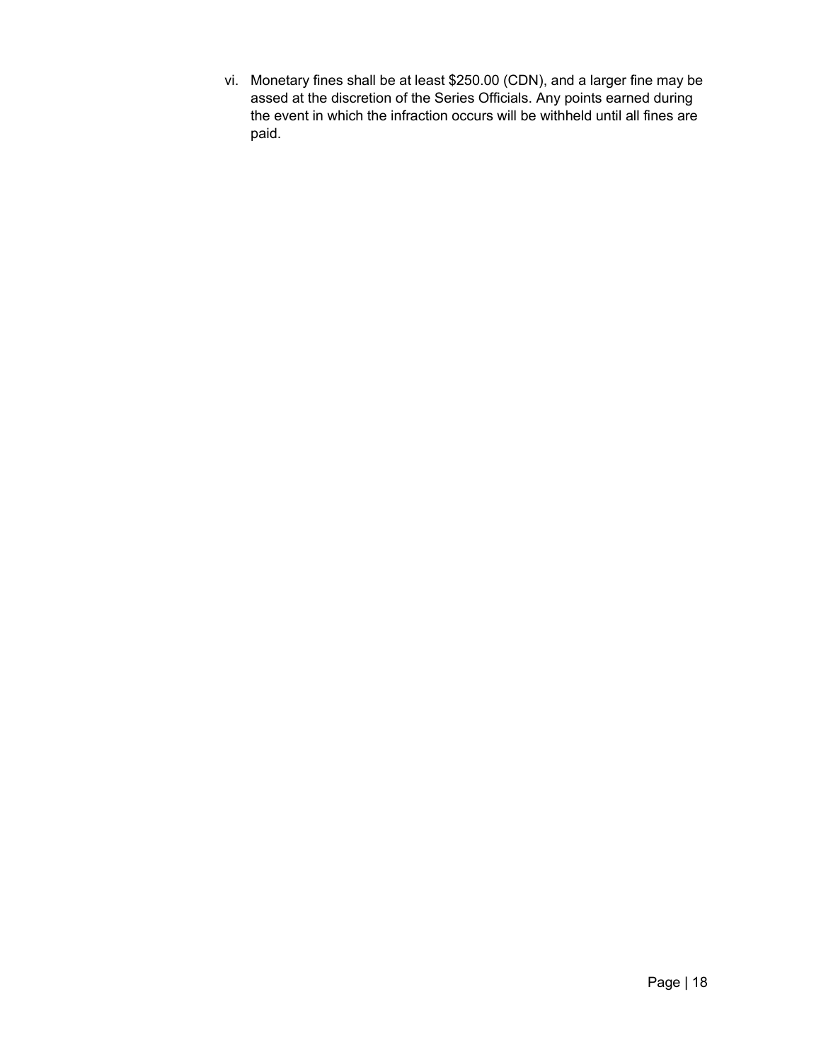vi. Monetary fines shall be at least $250.00 (CDN), and a larger fine may be assed at the discretion of the Series Officials. Any points earned during the event in which the infraction occurs will be withheld until all fines are paid.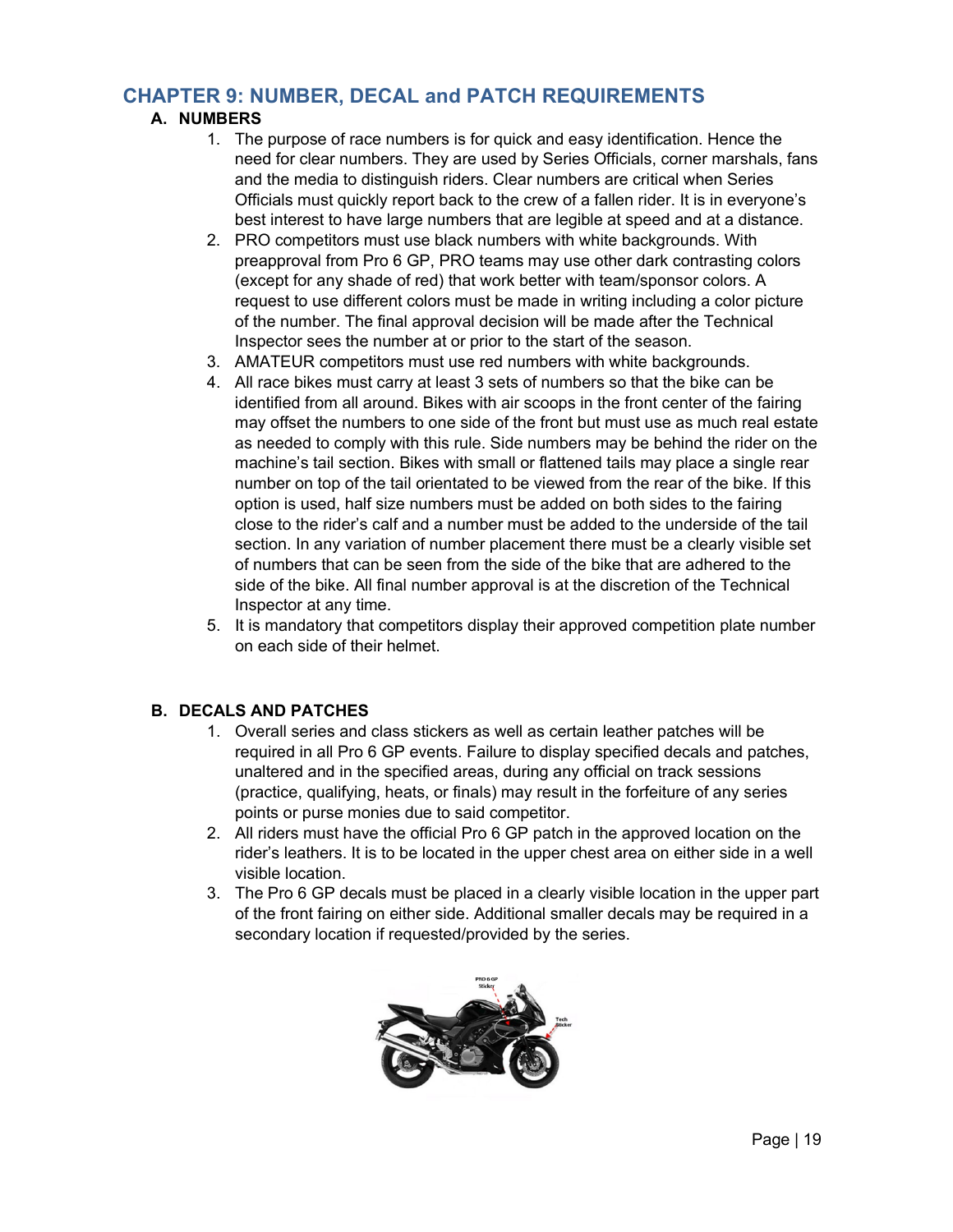# CHAPTER 9: NUMBER, DECAL and PATCH REQUIREMENTS

## A. NUMBERS

1. The purpose of race numbers is for quick and easy identification. Hence the need for clear numbers. They are used by Series Officials, corner marshals, fans and the media to distinguish riders. Clear numbers are critical when Series Officials must quickly report back to the crew of a fallen rider. It is in everyone's best interest to have large numbers that are legible at speed and at a distance.
2. PRO competitors must use black numbers with white backgrounds. With preapproval from Pro 6 GP, PRO teams may use other dark contrasting colors (except for any shade of red) that work better with team/sponsor colors. A request to use different colors must be made in writing including a color picture of the number. The final approval decision will be made after the Technical Inspector sees the number at or prior to the start of the season.
3. AMATEUR competitors must use red numbers with white backgrounds.
4. All race bikes must carry at least 3 sets of numbers so that the bike can be identified from all around. Bikes with air scoops in the front center of the fairing may offset the numbers to one side of the front but must use as much real estate as needed to comply with this rule. Side numbers may be behind the rider on the machine's tail section. Bikes with small or flattened tails may place a single rear number on top of the tail orientated to be viewed from the rear of the bike. If this option is used, half size numbers must be added on both sides to the fairing close to the rider's calf and a number must be added to the underside of the tail section. In any variation of number placement there must be a clearly visible set of numbers that can be seen from the side of the bike that are adhered to the side of the bike. All final number approval is at the discretion of the Technical Inspector at any time.
5. It is mandatory that competitors display their approved competition plate number on each side of their helmet.

## B. DECALS AND PATCHES

1. Overall series and class stickers as well as certain leather patches will be required in all Pro 6 GP events. Failure to display specified decals and patches, unaltered and in the specified areas, during any official on track sessions (practice, qualifying, heats, or finals) may result in the forfeiture of any series points or purse monies due to said competitor.
2. All riders must have the official Pro 6 GP patch in the approved location on the rider's leathers. It is to be located in the upper chest area on either side in a well visible location.
3. The Pro 6 GP decals must be placed in a clearly visible location in the upper part of the front fairing on either side. Additional smaller decals may be required in a secondary location if requested/provided by the series.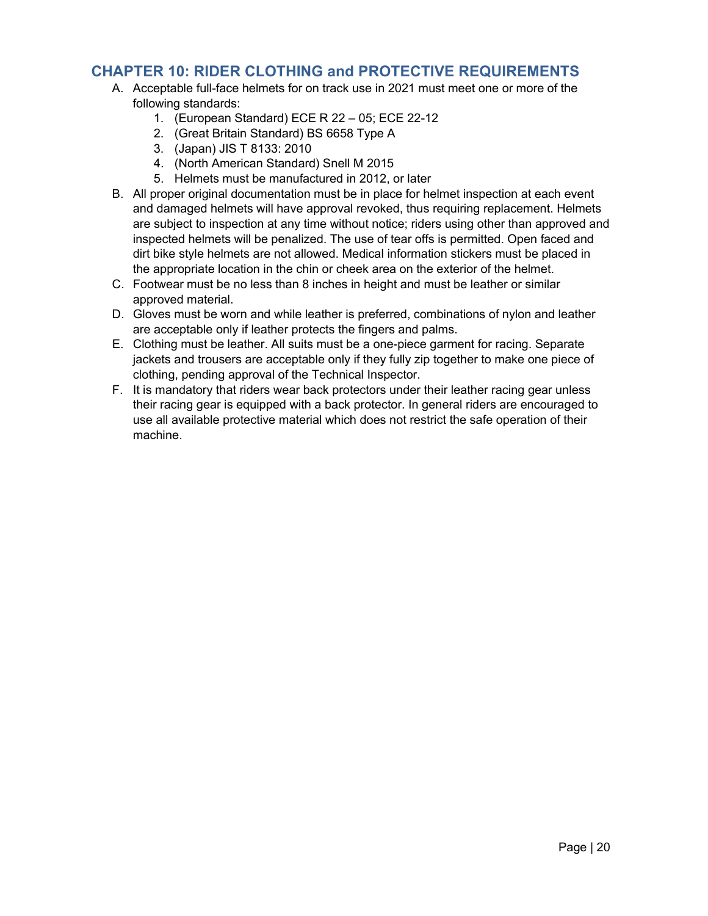## CHAPTER 10: RIDER CLOTHING and PROTECTIVE REQUIREMENTS

A. Acceptable full-face helmets for on track use in 2021 must meet one or more of the following standards:
   1. (European Standard) ECE R 22 – 05; ECE 22-12
   2. (Great Britain Standard) BS 6658 Type A
   3. (Japan) JIS T 8133: 2010
   4. (North American Standard) Snell M 2015
   5. Helmets must be manufactured in 2012, or later

B. All proper original documentation must be in place for helmet inspection at each event and damaged helmets will have approval revoked, thus requiring replacement. Helmets are subject to inspection at any time without notice; riders using other than approved and inspected helmets will be penalized. The use of tear offs is permitted. Open faced and dirt bike style helmets are not allowed. Medical information stickers must be placed in the appropriate location in the chin or cheek area on the exterior of the helmet.

C. Footwear must be no less than 8 inches in height and must be leather or similar approved material.

D. Gloves must be worn and while leather is preferred, combinations of nylon and leather are acceptable only if leather protects the fingers and palms.

E. Clothing must be leather. All suits must be a one-piece garment for racing. Separate jackets and trousers are acceptable only if they fully zip together to make one piece of clothing, pending approval of the Technical Inspector.

F. It is mandatory that riders wear back protectors under their leather racing gear unless their racing gear is equipped with a back protector. In general riders are encouraged to use all available protective material which does not restrict the safe operation of their machine.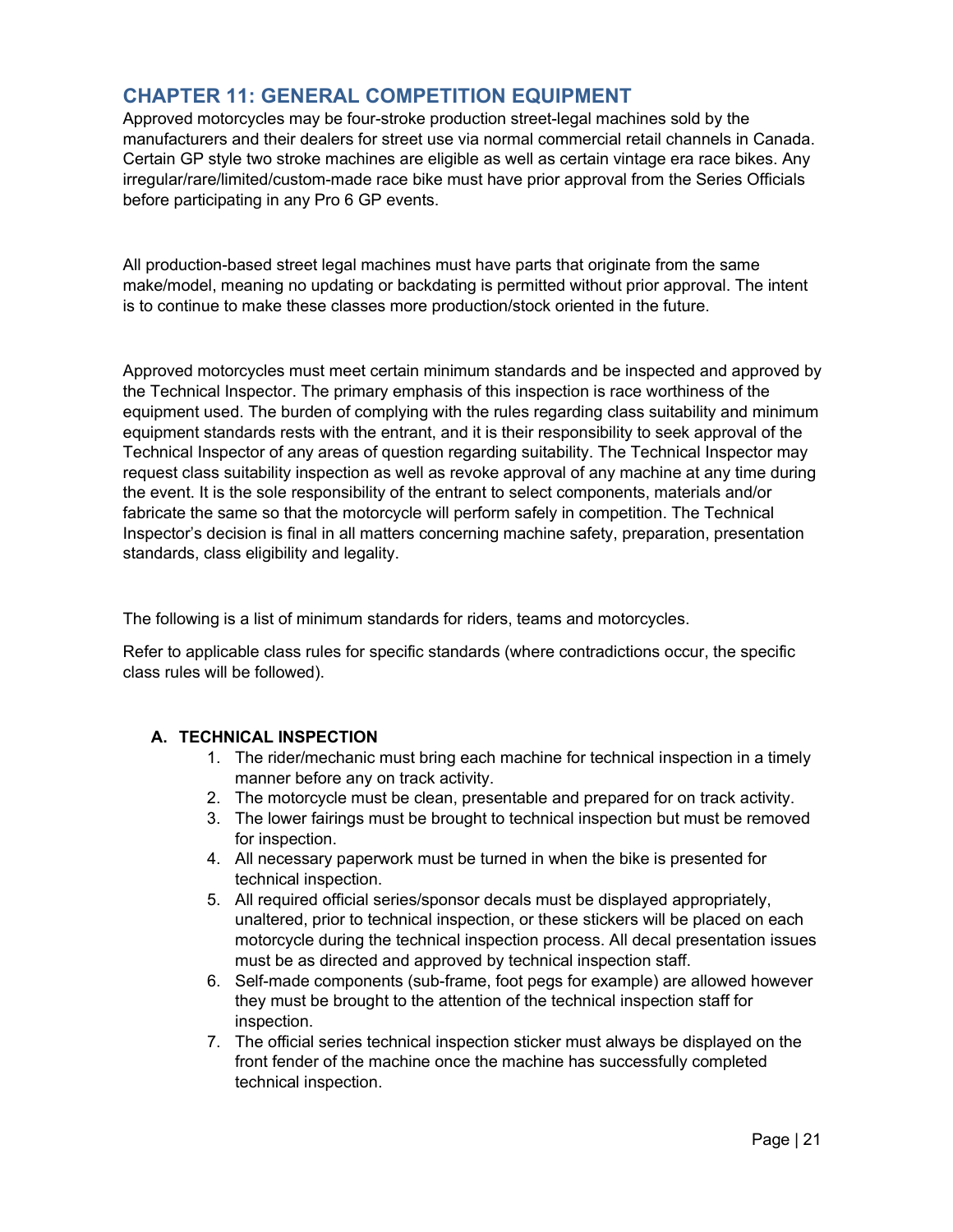## CHAPTER 11: GENERAL COMPETITION EQUIPMENT

Approved motorcycles may be four-stroke production street-legal machines sold by the manufacturers and their dealers for street use via normal commercial retail channels in Canada. Certain GP style two stroke machines are eligible as well as certain vintage era race bikes. Any irregular/rare/limited/custom-made race bike must have prior approval from the Series Officials before participating in any Pro 6 GP events.

All production-based street legal machines must have parts that originate from the same make/model, meaning no updating or backdating is permitted without prior approval. The intent is to continue to make these classes more production/stock oriented in the future.

Approved motorcycles must meet certain minimum standards and be inspected and approved by the Technical Inspector. The primary emphasis of this inspection is race worthiness of the equipment used. The burden of complying with the rules regarding class suitability and minimum equipment standards rests with the entrant, and it is their responsibility to seek approval of the Technical Inspector of any areas of question regarding suitability. The Technical Inspector may request class suitability inspection as well as revoke approval of any machine at any time during the event. It is the sole responsibility of the entrant to select components, materials and/or fabricate the same so that the motorcycle will perform safely in competition. The Technical Inspector's decision is final in all matters concerning machine safety, preparation, presentation standards, class eligibility and legality.

The following is a list of minimum standards for riders, teams and motorcycles.

Refer to applicable class rules for specific standards (where contradictions occur, the specific class rules will be followed).

### A. TECHNICAL INSPECTION

1. The rider/mechanic must bring each machine for technical inspection in a timely manner before any on track activity.
2. The motorcycle must be clean, presentable and prepared for on track activity.
3. The lower fairings must be brought to technical inspection but must be removed for inspection.
4. All necessary paperwork must be turned in when the bike is presented for technical inspection.
5. All required official series/sponsor decals must be displayed appropriately, unaltered, prior to technical inspection, or these stickers will be placed on each motorcycle during the technical inspection process. All decal presentation issues must be as directed and approved by technical inspection staff.
6. Self-made components (sub-frame, foot pegs for example) are allowed however they must be brought to the attention of the technical inspection staff for inspection.
7. The official series technical inspection sticker must always be displayed on the front fender of the machine once the machine has successfully completed technical inspection.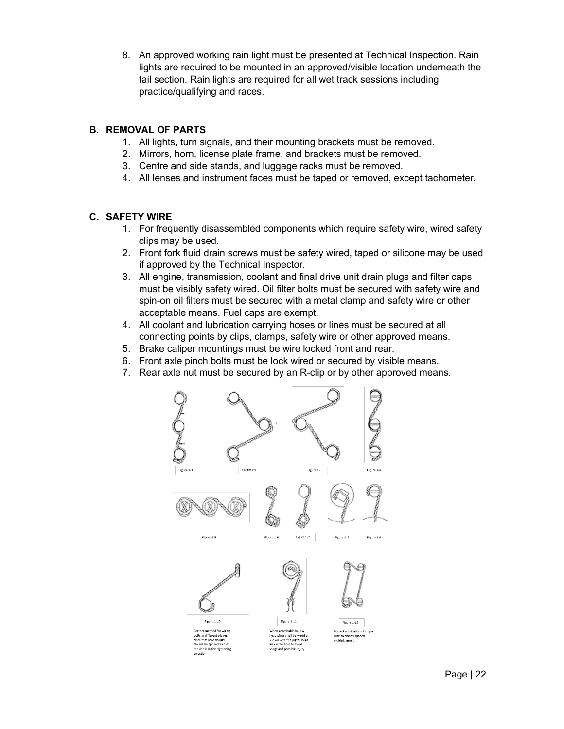8. An approved working rain light must be presented at Technical Inspection. Rain lights are required to be mounted in an approved/visible location underneath the tail section. Rain lights are required for all wet track sessions including practice/qualifying and races.

## B. REMOVAL OF PARTS

1. All lights, turn signals, and their mounting brackets must be removed.
2. Mirrors, horn, license plate frame, and brackets must be removed.
3. Centre and side stands, and luggage racks must be removed.
4. All lenses and instrument faces must be taped or removed, except tachometer.

## C. SAFETY WIRE

1. For frequently disassembled components which require safety wire, wired safety clips may be used.
2. Front fork fluid drain screws must be safety wired, taped or silicone may be used if approved by the Technical Inspector.
3. All engine, transmission, coolant and final drive unit drain plugs and filter caps must be visibly safety wired. Oil filter bolts must be secured with safety wire and spin-on oil filters must be secured with a metal clamp and safety wire or other acceptable means. Fuel caps are exempt.
4. All coolant and lubrication carrying hoses or lines must be secured at all connecting points by clips, clamps, safety wire or other approved means.
5. Brake caliper mountings must be wire locked front and rear.
6. Front axle pinch bolts must be lock wired or secured by visible means.
7. Rear axle nut must be secured by an R-clip or by other approved means.

Figure 1-1 Figure 1-2 Figure 1-3 Figure 1-4

Figure 1-5 Figure 1-6 Figure 1-7 Figure 1-8 Figure 1-9

Figure 1-10
Correct method for wiring bolts in different planes. Note that wire should always be applied so that tension is in the tightening direction

Figure 1-11
When practicable hollow head plugs shall be wired as shown with the pigtail bent inside the hole to avoid snags and possible injury

Figure 1-12
Correct application of single wire to closely spaced multiple group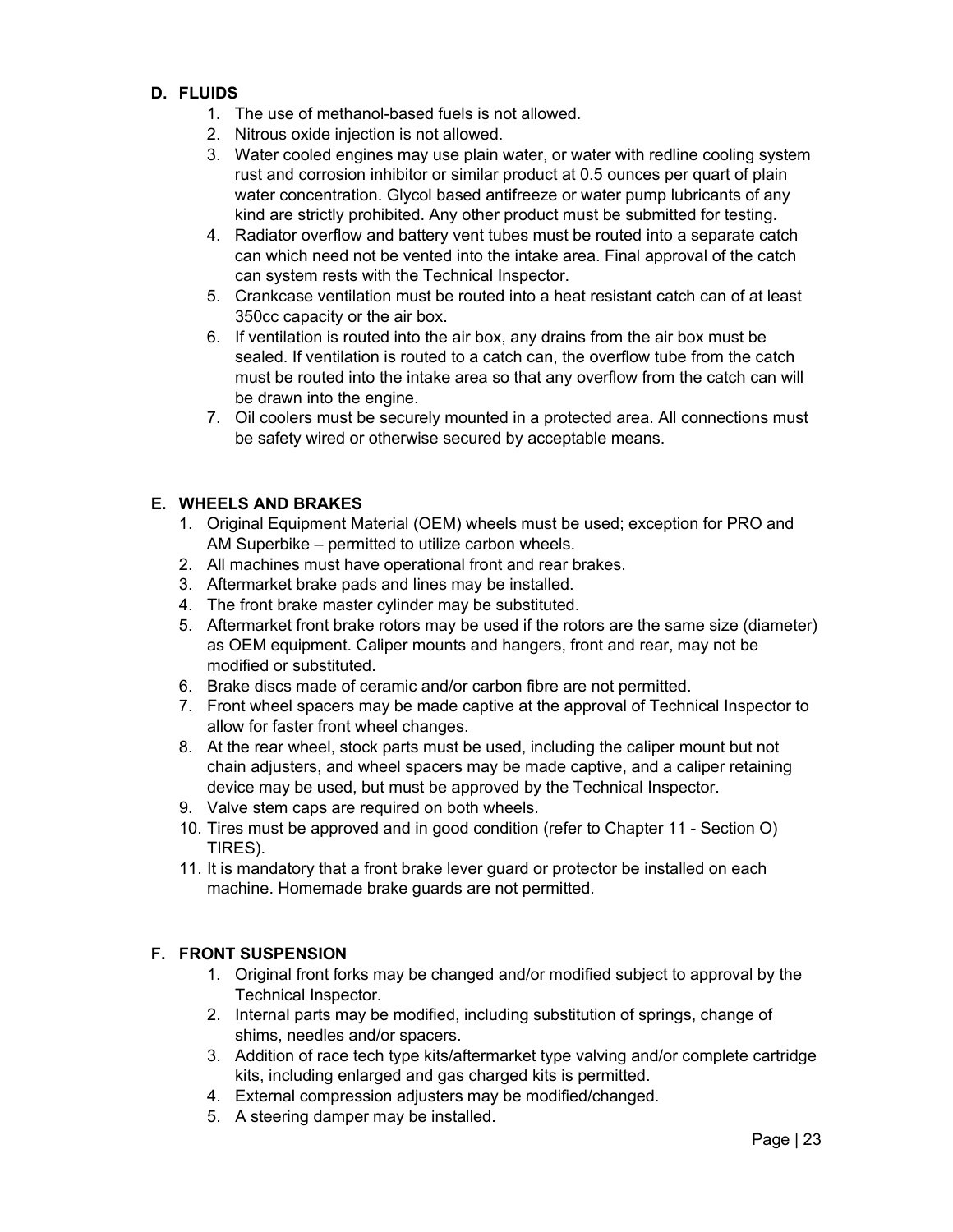### D. FLUIDS

1. The use of methanol-based fuels is not allowed.
2. Nitrous oxide injection is not allowed.
3. Water cooled engines may use plain water, or water with redline cooling system rust and corrosion inhibitor or similar product at 0.5 ounces per quart of plain water concentration. Glycol based antifreeze or water pump lubricants of any kind are strictly prohibited. Any other product must be submitted for testing.
4. Radiator overflow and battery vent tubes must be routed into a separate catch can which need not be vented into the intake area. Final approval of the catch can system rests with the Technical Inspector.
5. Crankcase ventilation must be routed into a heat resistant catch can of at least 350cc capacity or the air box.
6. If ventilation is routed into the air box, any drains from the air box must be sealed. If ventilation is routed to a catch can, the overflow tube from the catch must be routed into the intake area so that any overflow from the catch can will be drawn into the engine.
7. Oil coolers must be securely mounted in a protected area. All connections must be safety wired or otherwise secured by acceptable means.

### E. WHEELS AND BRAKES

1. Original Equipment Material (OEM) wheels must be used; exception for PRO and AM Superbike – permitted to utilize carbon wheels.
2. All machines must have operational front and rear brakes.
3. Aftermarket brake pads and lines may be installed.
4. The front brake master cylinder may be substituted.
5. Aftermarket front brake rotors may be used if the rotors are the same size (diameter) as OEM equipment. Caliper mounts and hangers, front and rear, may not be modified or substituted.
6. Brake discs made of ceramic and/or carbon fibre are not permitted.
7. Front wheel spacers may be made captive at the approval of Technical Inspector to allow for faster front wheel changes.
8. At the rear wheel, stock parts must be used, including the caliper mount but not chain adjusters, and wheel spacers may be made captive, and a caliper retaining device may be used, but must be approved by the Technical Inspector.
9. Valve stem caps are required on both wheels.
10. Tires must be approved and in good condition (refer to Chapter 11 - Section O) TIRES).
11. It is mandatory that a front brake lever guard or protector be installed on each machine. Homemade brake guards are not permitted.

### F. FRONT SUSPENSION

1. Original front forks may be changed and/or modified subject to approval by the Technical Inspector.
2. Internal parts may be modified, including substitution of springs, change of shims, needles and/or spacers.
3. Addition of race tech type kits/aftermarket type valving and/or complete cartridge kits, including enlarged and gas charged kits is permitted.
4. External compression adjusters may be modified/changed.
5. A steering damper may be installed.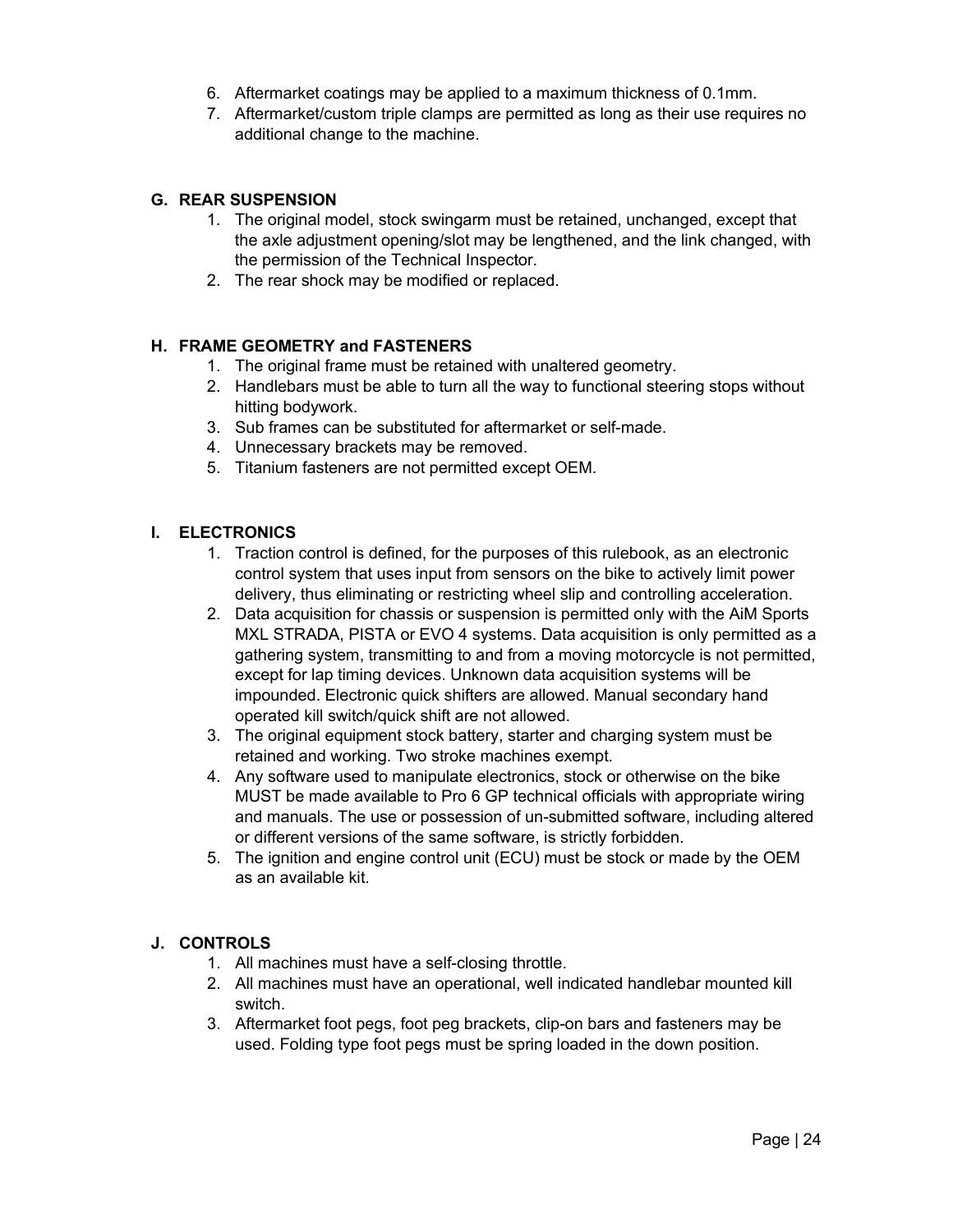6. Aftermarket coatings may be applied to a maximum thickness of 0.1mm.
7. Aftermarket/custom triple clamps are permitted as long as their use requires no additional change to the machine.

### G. REAR SUSPENSION

1. The original model, stock swingarm must be retained, unchanged, except that the axle adjustment opening/slot may be lengthened, and the link changed, with the permission of the Technical Inspector.
2. The rear shock may be modified or replaced.

### H. FRAME GEOMETRY and FASTENERS

1. The original frame must be retained with unaltered geometry.
2. Handlebars must be able to turn all the way to functional steering stops without hitting bodywork.
3. Sub frames can be substituted for aftermarket or self-made.
4. Unnecessary brackets may be removed.
5. Titanium fasteners are not permitted except OEM.

### I. ELECTRONICS

1. Traction control is defined, for the purposes of this rulebook, as an electronic control system that uses input from sensors on the bike to actively limit power delivery, thus eliminating or restricting wheel slip and controlling acceleration.
2. Data acquisition for chassis or suspension is permitted only with the AiM Sports MXL STRADA, PISTA or EVO 4 systems. Data acquisition is only permitted as a gathering system, transmitting to and from a moving motorcycle is not permitted, except for lap timing devices. Unknown data acquisition systems will be impounded. Electronic quick shifters are allowed. Manual secondary hand operated kill switch/quick shift are not allowed.
3. The original equipment stock battery, starter and charging system must be retained and working. Two stroke machines exempt.
4. Any software used to manipulate electronics, stock or otherwise on the bike MUST be made available to Pro 6 GP technical officials with appropriate wiring and manuals. The use or possession of un-submitted software, including altered or different versions of the same software, is strictly forbidden.
5. The ignition and engine control unit (ECU) must be stock or made by the OEM as an available kit.

### J. CONTROLS

1. All machines must have a self-closing throttle.
2. All machines must have an operational, well indicated handlebar mounted kill switch.
3. Aftermarket foot pegs, foot peg brackets, clip-on bars and fasteners may be used. Folding type foot pegs must be spring loaded in the down position.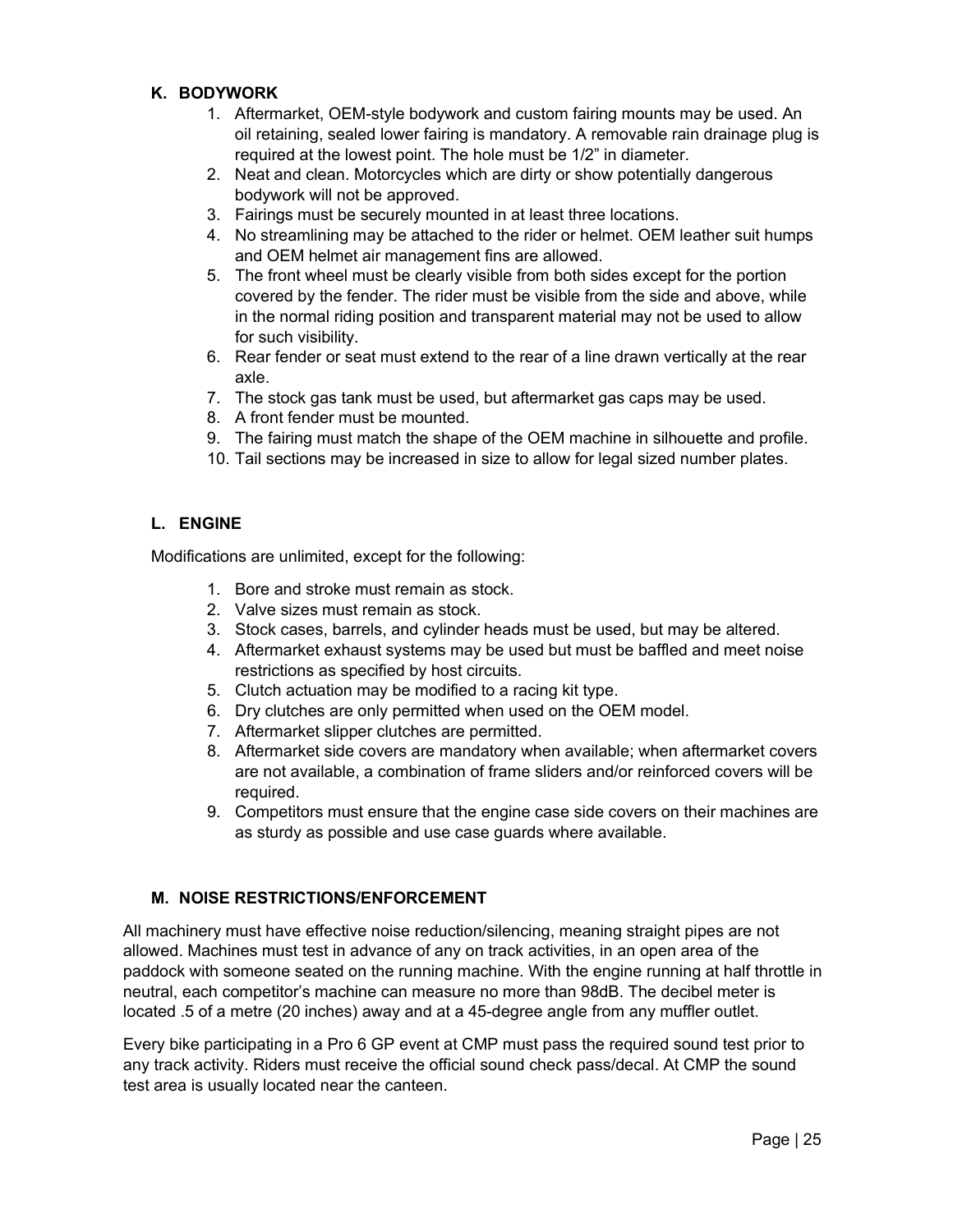### K. BODYWORK

1. Aftermarket, OEM-style bodywork and custom fairing mounts may be used. An oil retaining, sealed lower fairing is mandatory. A removable rain drainage plug is required at the lowest point. The hole must be 1/2" in diameter.
2. Neat and clean. Motorcycles which are dirty or show potentially dangerous bodywork will not be approved.
3. Fairings must be securely mounted in at least three locations.
4. No streamlining may be attached to the rider or helmet. OEM leather suit humps and OEM helmet air management fins are allowed.
5. The front wheel must be clearly visible from both sides except for the portion covered by the fender. The rider must be visible from the side and above, while in the normal riding position and transparent material may not be used to allow for such visibility.
6. Rear fender or seat must extend to the rear of a line drawn vertically at the rear axle.
7. The stock gas tank must be used, but aftermarket gas caps may be used.
8. A front fender must be mounted.
9. The fairing must match the shape of the OEM machine in silhouette and profile.
10. Tail sections may be increased in size to allow for legal sized number plates.

### L. ENGINE

Modifications are unlimited, except for the following:

1. Bore and stroke must remain as stock.
2. Valve sizes must remain as stock.
3. Stock cases, barrels, and cylinder heads must be used, but may be altered.
4. Aftermarket exhaust systems may be used but must be baffled and meet noise restrictions as specified by host circuits.
5. Clutch actuation may be modified to a racing kit type.
6. Dry clutches are only permitted when used on the OEM model.
7. Aftermarket slipper clutches are permitted.
8. Aftermarket side covers are mandatory when available; when aftermarket covers are not available, a combination of frame sliders and/or reinforced covers will be required.
9. Competitors must ensure that the engine case side covers on their machines are as sturdy as possible and use case guards where available.

### M. NOISE RESTRICTIONS/ENFORCEMENT

All machinery must have effective noise reduction/silencing, meaning straight pipes are not allowed. Machines must test in advance of any on track activities, in an open area of the paddock with someone seated on the running machine. With the engine running at half throttle in neutral, each competitor's machine can measure no more than 98dB. The decibel meter is located .5 of a metre (20 inches) away and at a 45-degree angle from any muffler outlet.

Every bike participating in a Pro 6 GP event at CMP must pass the required sound test prior to any track activity. Riders must receive the official sound check pass/decal. At CMP the sound test area is usually located near the canteen.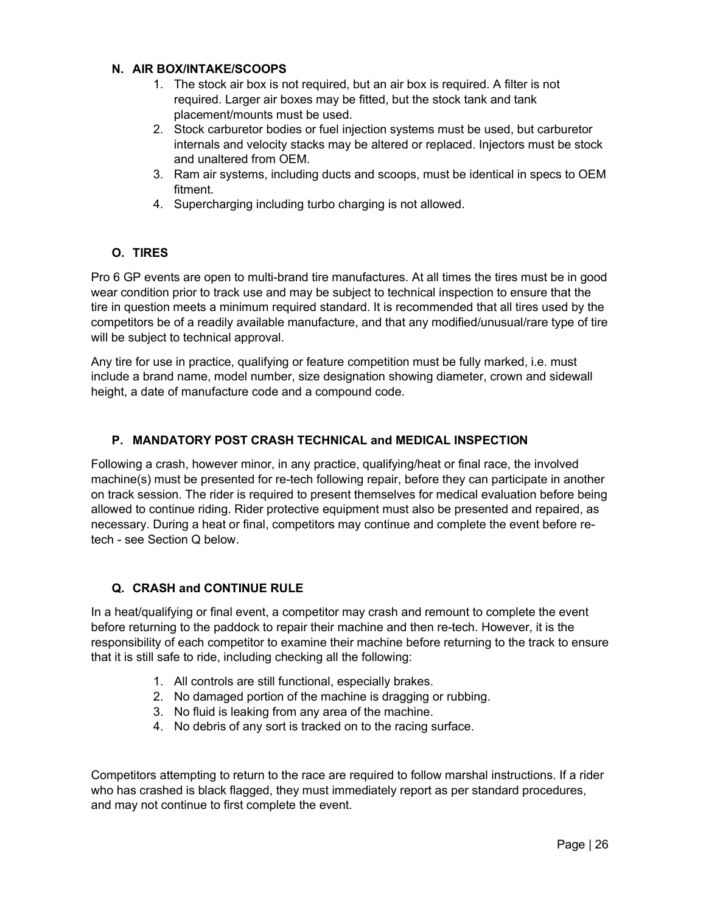### N. AIR BOX/INTAKE/SCOOPS

1. The stock air box is not required, but an air box is required. A filter is not required. Larger air boxes may be fitted, but the stock tank and tank placement/mounts must be used.
2. Stock carburetor bodies or fuel injection systems must be used, but carburetor internals and velocity stacks may be altered or replaced. Injectors must be stock and unaltered from OEM.
3. Ram air systems, including ducts and scoops, must be identical in specs to OEM fitment.
4. Supercharging including turbo charging is not allowed.

### O. TIRES

Pro 6 GP events are open to multi-brand tire manufactures. At all times the tires must be in good wear condition prior to track use and may be subject to technical inspection to ensure that the tire in question meets a minimum required standard. It is recommended that all tires used by the competitors be of a readily available manufacture, and that any modified/unusual/rare type of tire will be subject to technical approval.

Any tire for use in practice, qualifying or feature competition must be fully marked, i.e. must include a brand name, model number, size designation showing diameter, crown and sidewall height, a date of manufacture code and a compound code.

### P. MANDATORY POST CRASH TECHNICAL and MEDICAL INSPECTION

Following a crash, however minor, in any practice, qualifying/heat or final race, the involved machine(s) must be presented for re-tech following repair, before they can participate in another on track session. The rider is required to present themselves for medical evaluation before being allowed to continue riding. Rider protective equipment must also be presented and repaired, as necessary. During a heat or final, competitors may continue and complete the event before re-tech - see Section Q below.

### Q. CRASH and CONTINUE RULE

In a heat/qualifying or final event, a competitor may crash and remount to complete the event before returning to the paddock to repair their machine and then re-tech. However, it is the responsibility of each competitor to examine their machine before returning to the track to ensure that it is still safe to ride, including checking all the following:

1. All controls are still functional, especially brakes.
2. No damaged portion of the machine is dragging or rubbing.
3. No fluid is leaking from any area of the machine.
4. No debris of any sort is tracked on to the racing surface.

Competitors attempting to return to the race are required to follow marshal instructions. If a rider who has crashed is black flagged, they must immediately report as per standard procedures, and may not continue to first complete the event.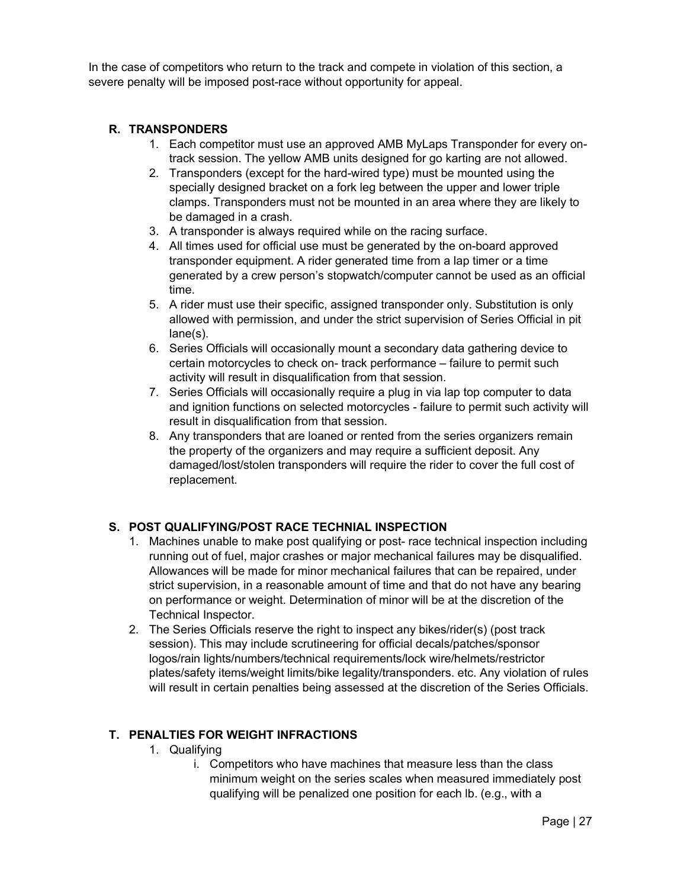In the case of competitors who return to the track and compete in violation of this section, a severe penalty will be imposed post-race without opportunity for appeal.

## R. TRANSPONDERS

1. Each competitor must use an approved AMB MyLaps Transponder for every on-track session. The yellow AMB units designed for go karting are not allowed.
2. Transponders (except for the hard-wired type) must be mounted using the specially designed bracket on a fork leg between the upper and lower triple clamps. Transponders must not be mounted in an area where they are likely to be damaged in a crash.
3. A transponder is always required while on the racing surface.
4. All times used for official use must be generated by the on-board approved transponder equipment. A rider generated time from a lap timer or a time generated by a crew person's stopwatch/computer cannot be used as an official time.
5. A rider must use their specific, assigned transponder only. Substitution is only allowed with permission, and under the strict supervision of Series Official in pit lane(s).
6. Series Officials will occasionally mount a secondary data gathering device to certain motorcycles to check on- track performance – failure to permit such activity will result in disqualification from that session.
7. Series Officials will occasionally require a plug in via lap top computer to data and ignition functions on selected motorcycles - failure to permit such activity will result in disqualification from that session.
8. Any transponders that are loaned or rented from the series organizers remain the property of the organizers and may require a sufficient deposit. Any damaged/lost/stolen transponders will require the rider to cover the full cost of replacement.

## S. POST QUALIFYING/POST RACE TECHNIAL INSPECTION

1. Machines unable to make post qualifying or post- race technical inspection including running out of fuel, major crashes or major mechanical failures may be disqualified. Allowances will be made for minor mechanical failures that can be repaired, under strict supervision, in a reasonable amount of time and that do not have any bearing on performance or weight. Determination of minor will be at the discretion of the Technical Inspector.
2. The Series Officials reserve the right to inspect any bikes/rider(s) (post track session). This may include scrutineering for official decals/patches/sponsor logos/rain lights/numbers/technical requirements/lock wire/helmets/restrictor plates/safety items/weight limits/bike legality/transponders. etc. Any violation of rules will result in certain penalties being assessed at the discretion of the Series Officials.

## T. PENALTIES FOR WEIGHT INFRACTIONS

1. Qualifying
   i. Competitors who have machines that measure less than the class minimum weight on the series scales when measured immediately post qualifying will be penalized one position for each lb. (e.g., with a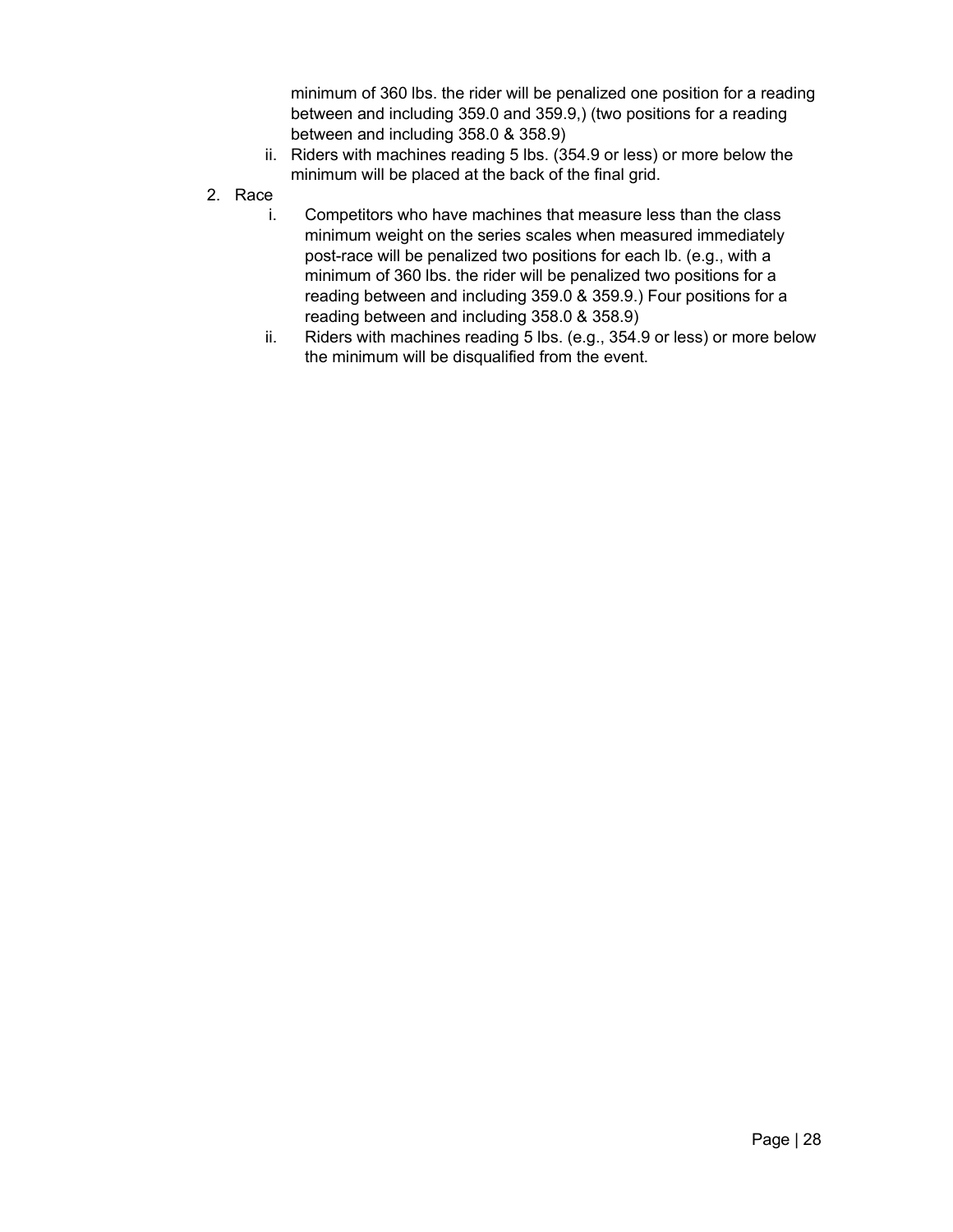minimum of 360 lbs. the rider will be penalized one position for a reading between and including 359.0 and 359.9,) (two positions for a reading between and including 358.0 & 358.9)

   ii. Riders with machines reading 5 lbs. (354.9 or less) or more below the minimum will be placed at the back of the final grid.

2. Race
   i. Competitors who have machines that measure less than the class minimum weight on the series scales when measured immediately post-race will be penalized two positions for each lb. (e.g., with a minimum of 360 lbs. the rider will be penalized two positions for a reading between and including 359.0 & 359.9.) Four positions for a reading between and including 358.0 & 358.9)
   ii. Riders with machines reading 5 lbs. (e.g., 354.9 or less) or more below the minimum will be disqualified from the event.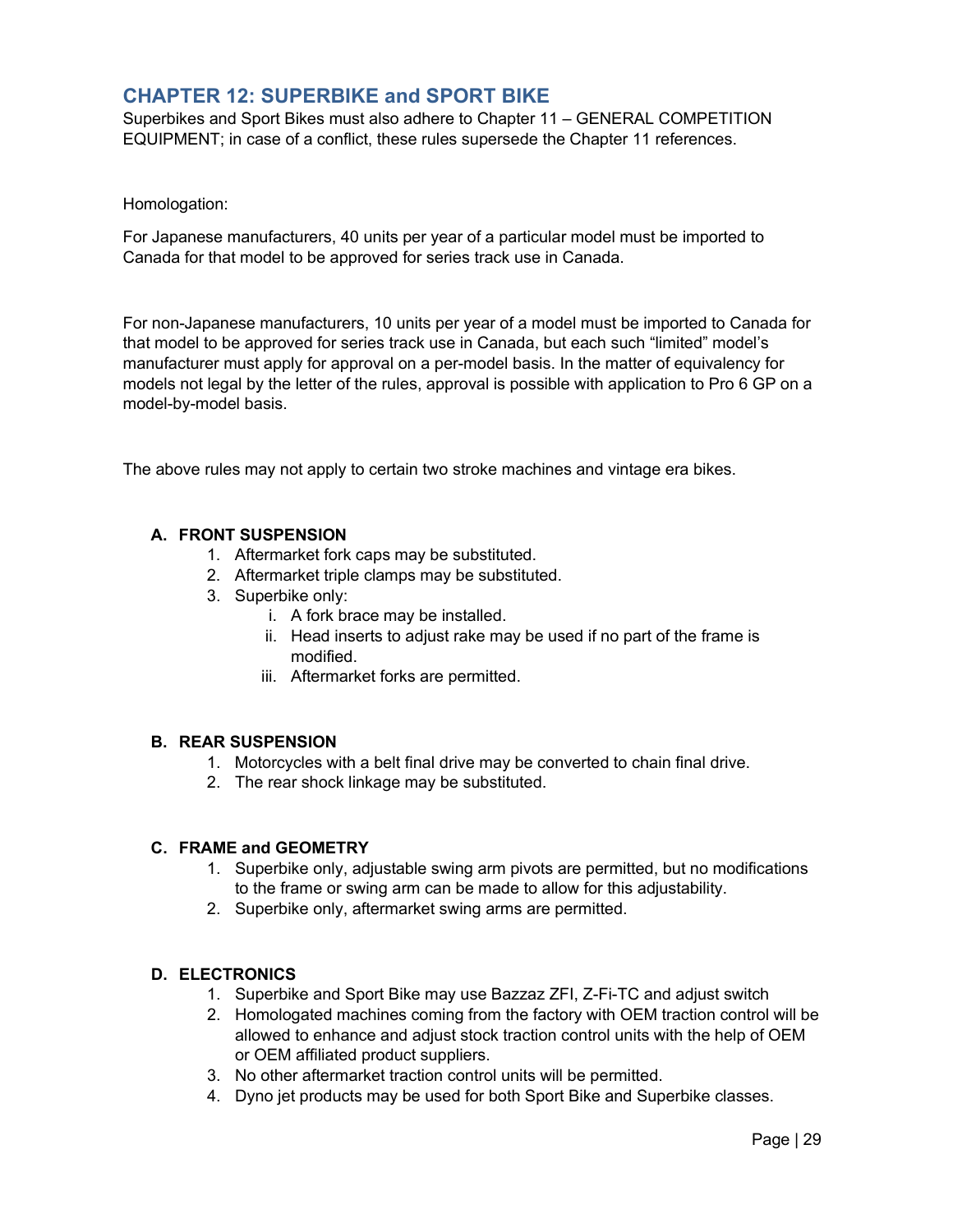## CHAPTER 12: SUPERBIKE and SPORT BIKE

Superbikes and Sport Bikes must also adhere to Chapter 11 – GENERAL COMPETITION EQUIPMENT; in case of a conflict, these rules supersede the Chapter 11 references.

Homologation:

For Japanese manufacturers, 40 units per year of a particular model must be imported to Canada for that model to be approved for series track use in Canada.

For non-Japanese manufacturers, 10 units per year of a model must be imported to Canada for that model to be approved for series track use in Canada, but each such "limited" model's manufacturer must apply for approval on a per-model basis. In the matter of equivalency for models not legal by the letter of the rules, approval is possible with application to Pro 6 GP on a model-by-model basis.

The above rules may not apply to certain two stroke machines and vintage era bikes.

### A. FRONT SUSPENSION

1. Aftermarket fork caps may be substituted.
2. Aftermarket triple clamps may be substituted.
3. Superbike only:
   i. A fork brace may be installed.
   ii. Head inserts to adjust rake may be used if no part of the frame is modified.
   iii. Aftermarket forks are permitted.

### B. REAR SUSPENSION

1. Motorcycles with a belt final drive may be converted to chain final drive.
2. The rear shock linkage may be substituted.

### C. FRAME and GEOMETRY

1. Superbike only, adjustable swing arm pivots are permitted, but no modifications to the frame or swing arm can be made to allow for this adjustability.
2. Superbike only, aftermarket swing arms are permitted.

### D. ELECTRONICS

1. Superbike and Sport Bike may use Bazzaz ZFI, Z-Fi-TC and adjust switch
2. Homologated machines coming from the factory with OEM traction control will be allowed to enhance and adjust stock traction control units with the help of OEM or OEM affiliated product suppliers.
3. No other aftermarket traction control units will be permitted.
4. Dyno jet products may be used for both Sport Bike and Superbike classes.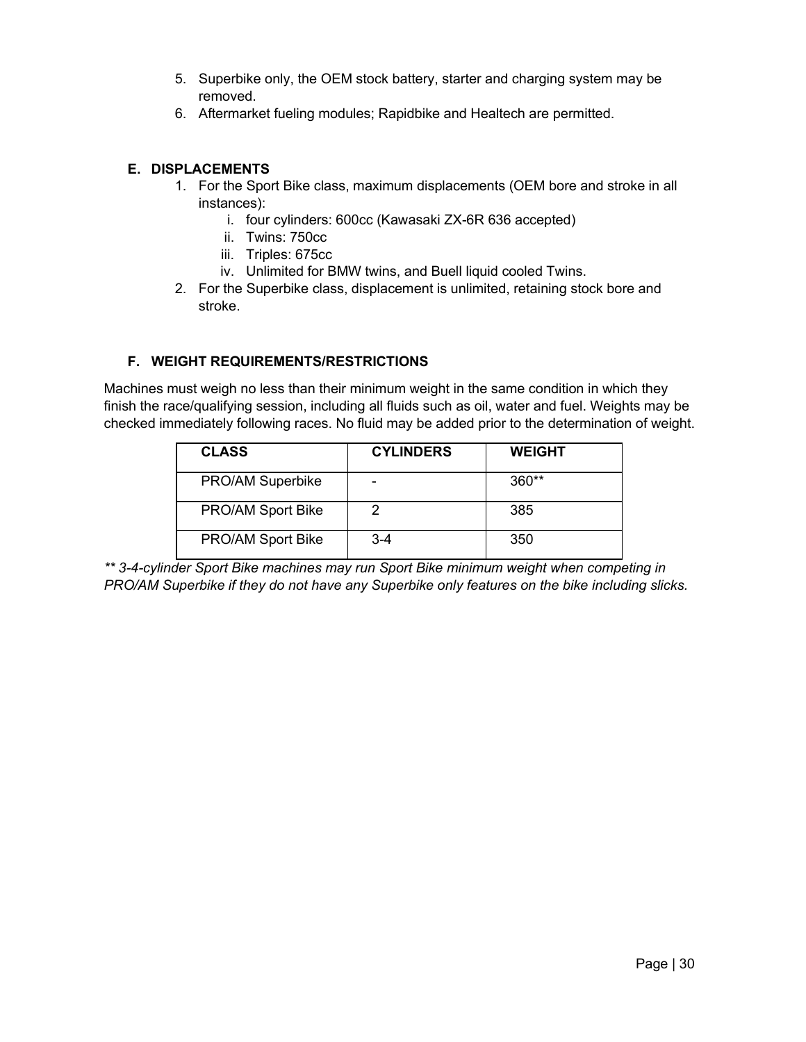5. Superbike only, the OEM stock battery, starter and charging system may be removed.
6. Aftermarket fueling modules; Rapidbike and Healtech are permitted.

### E. DISPLACEMENTS

1. For the Sport Bike class, maximum displacements (OEM bore and stroke in all instances):
   i. four cylinders: 600cc (Kawasaki ZX-6R 636 accepted)
   ii. Twins: 750cc
   iii. Triples: 675cc
   iv. Unlimited for BMW twins, and Buell liquid cooled Twins.
2. For the Superbike class, displacement is unlimited, retaining stock bore and stroke.

### F. WEIGHT REQUIREMENTS/RESTRICTIONS

Machines must weigh no less than their minimum weight in the same condition in which they finish the race/qualifying session, including all fluids such as oil, water and fuel. Weights may be checked immediately following races. No fluid may be added prior to the determination of weight.

| CLASS | CYLINDERS | WEIGHT |
|---|---|---|
| PRO/AM Superbike | - | 360** |
| PRO/AM Sport Bike | 2 | 385 |
| PRO/AM Sport Bike | 3-4 | 350 |

*** 3-4-cylinder Sport Bike machines may run Sport Bike minimum weight when competing in PRO/AM Superbike if they do not have any Superbike only features on the bike including slicks.*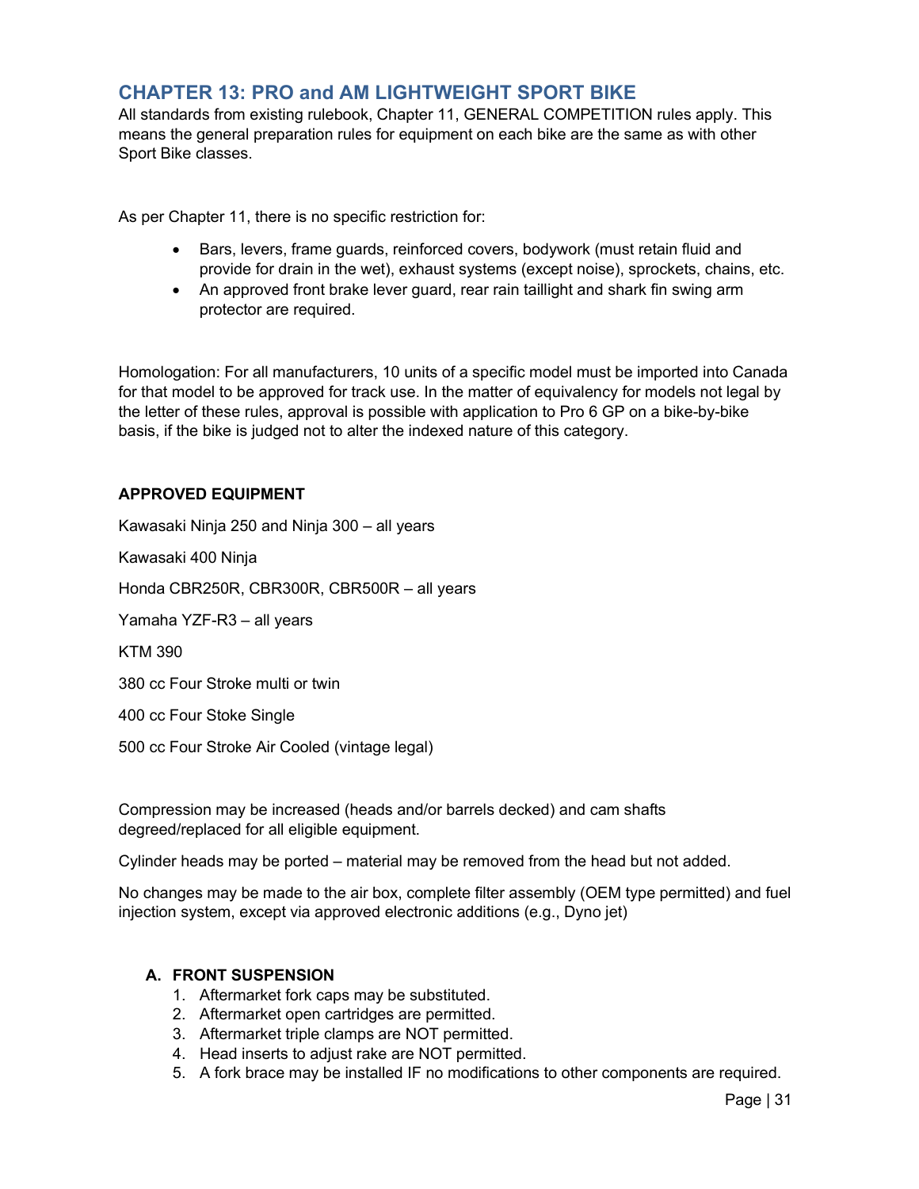## CHAPTER 13: PRO and AM LIGHTWEIGHT SPORT BIKE

All standards from existing rulebook, Chapter 11, GENERAL COMPETITION rules apply. This means the general preparation rules for equipment on each bike are the same as with other Sport Bike classes.

As per Chapter 11, there is no specific restriction for:

- Bars, levers, frame guards, reinforced covers, bodywork (must retain fluid and provide for drain in the wet), exhaust systems (except noise), sprockets, chains, etc.
- An approved front brake lever guard, rear rain taillight and shark fin swing arm protector are required.

Homologation: For all manufacturers, 10 units of a specific model must be imported into Canada for that model to be approved for track use. In the matter of equivalency for models not legal by the letter of these rules, approval is possible with application to Pro 6 GP on a bike-by-bike basis, if the bike is judged not to alter the indexed nature of this category.

**APPROVED EQUIPMENT**

Kawasaki Ninja 250 and Ninja 300 – all years

Kawasaki 400 Ninja

Honda CBR250R, CBR300R, CBR500R – all years

Yamaha YZF-R3 – all years

KTM 390

380 cc Four Stroke multi or twin

400 cc Four Stoke Single

500 cc Four Stroke Air Cooled (vintage legal)

Compression may be increased (heads and/or barrels decked) and cam shafts degreed/replaced for all eligible equipment.

Cylinder heads may be ported – material may be removed from the head but not added.

No changes may be made to the air box, complete filter assembly (OEM type permitted) and fuel injection system, except via approved electronic additions (e.g., Dyno jet)

**A. FRONT SUSPENSION**

1. Aftermarket fork caps may be substituted.
2. Aftermarket open cartridges are permitted.
3. Aftermarket triple clamps are NOT permitted.
4. Head inserts to adjust rake are NOT permitted.
5. A fork brace may be installed IF no modifications to other components are required.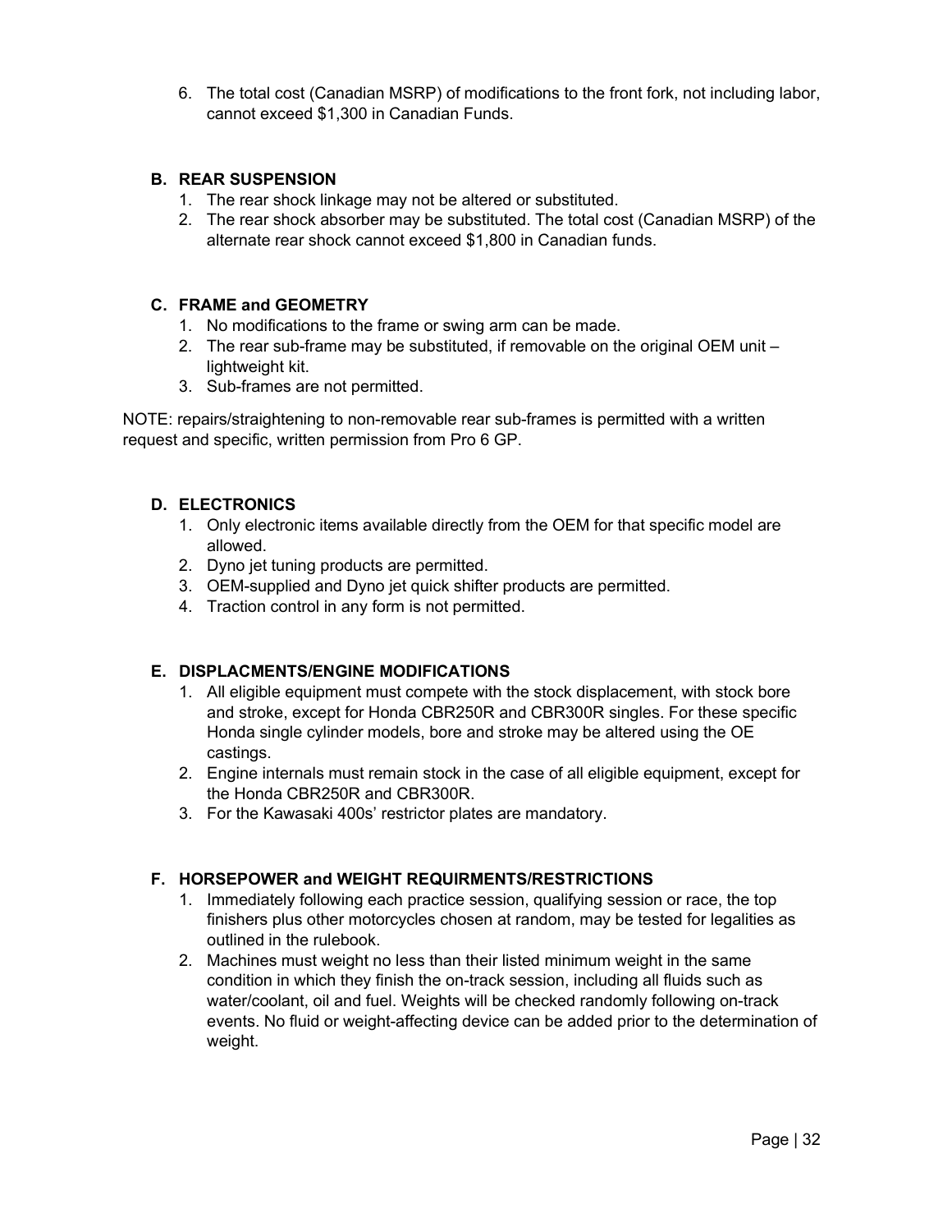6. The total cost (Canadian MSRP) of modifications to the front fork, not including labor, cannot exceed $1,300 in Canadian Funds.

### B. REAR SUSPENSION

1. The rear shock linkage may not be altered or substituted.
2. The rear shock absorber may be substituted. The total cost (Canadian MSRP) of the alternate rear shock cannot exceed $1,800 in Canadian funds.

### C. FRAME and GEOMETRY

1. No modifications to the frame or swing arm can be made.
2. The rear sub-frame may be substituted, if removable on the original OEM unit – lightweight kit.
3. Sub-frames are not permitted.

NOTE: repairs/straightening to non-removable rear sub-frames is permitted with a written request and specific, written permission from Pro 6 GP.

### D. ELECTRONICS

1. Only electronic items available directly from the OEM for that specific model are allowed.
2. Dyno jet tuning products are permitted.
3. OEM-supplied and Dyno jet quick shifter products are permitted.
4. Traction control in any form is not permitted.

### E. DISPLACMENTS/ENGINE MODIFICATIONS

1. All eligible equipment must compete with the stock displacement, with stock bore and stroke, except for Honda CBR250R and CBR300R singles. For these specific Honda single cylinder models, bore and stroke may be altered using the OE castings.
2. Engine internals must remain stock in the case of all eligible equipment, except for the Honda CBR250R and CBR300R.
3. For the Kawasaki 400s' restrictor plates are mandatory.

### F. HORSEPOWER and WEIGHT REQUIRMENTS/RESTRICTIONS

1. Immediately following each practice session, qualifying session or race, the top finishers plus other motorcycles chosen at random, may be tested for legalities as outlined in the rulebook.
2. Machines must weight no less than their listed minimum weight in the same condition in which they finish the on-track session, including all fluids such as water/coolant, oil and fuel. Weights will be checked randomly following on-track events. No fluid or weight-affecting device can be added prior to the determination of weight.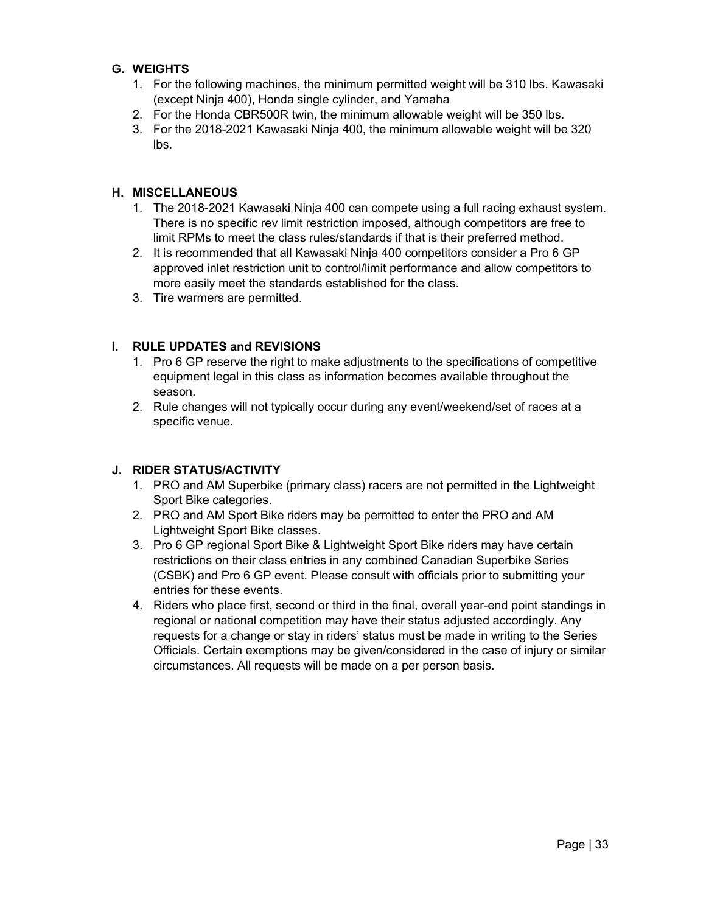## G. WEIGHTS

1. For the following machines, the minimum permitted weight will be 310 lbs. Kawasaki (except Ninja 400), Honda single cylinder, and Yamaha
2. For the Honda CBR500R twin, the minimum allowable weight will be 350 lbs.
3. For the 2018-2021 Kawasaki Ninja 400, the minimum allowable weight will be 320 lbs.

## H. MISCELLANEOUS

1. The 2018-2021 Kawasaki Ninja 400 can compete using a full racing exhaust system. There is no specific rev limit restriction imposed, although competitors are free to limit RPMs to meet the class rules/standards if that is their preferred method.
2. It is recommended that all Kawasaki Ninja 400 competitors consider a Pro 6 GP approved inlet restriction unit to control/limit performance and allow competitors to more easily meet the standards established for the class.
3. Tire warmers are permitted.

## I. RULE UPDATES and REVISIONS

1. Pro 6 GP reserve the right to make adjustments to the specifications of competitive equipment legal in this class as information becomes available throughout the season.
2. Rule changes will not typically occur during any event/weekend/set of races at a specific venue.

## J. RIDER STATUS/ACTIVITY

1. PRO and AM Superbike (primary class) racers are not permitted in the Lightweight Sport Bike categories.
2. PRO and AM Sport Bike riders may be permitted to enter the PRO and AM Lightweight Sport Bike classes.
3. Pro 6 GP regional Sport Bike & Lightweight Sport Bike riders may have certain restrictions on their class entries in any combined Canadian Superbike Series (CSBK) and Pro 6 GP event. Please consult with officials prior to submitting your entries for these events.
4. Riders who place first, second or third in the final, overall year-end point standings in regional or national competition may have their status adjusted accordingly. Any requests for a change or stay in riders' status must be made in writing to the Series Officials. Certain exemptions may be given/considered in the case of injury or similar circumstances. All requests will be made on a per person basis.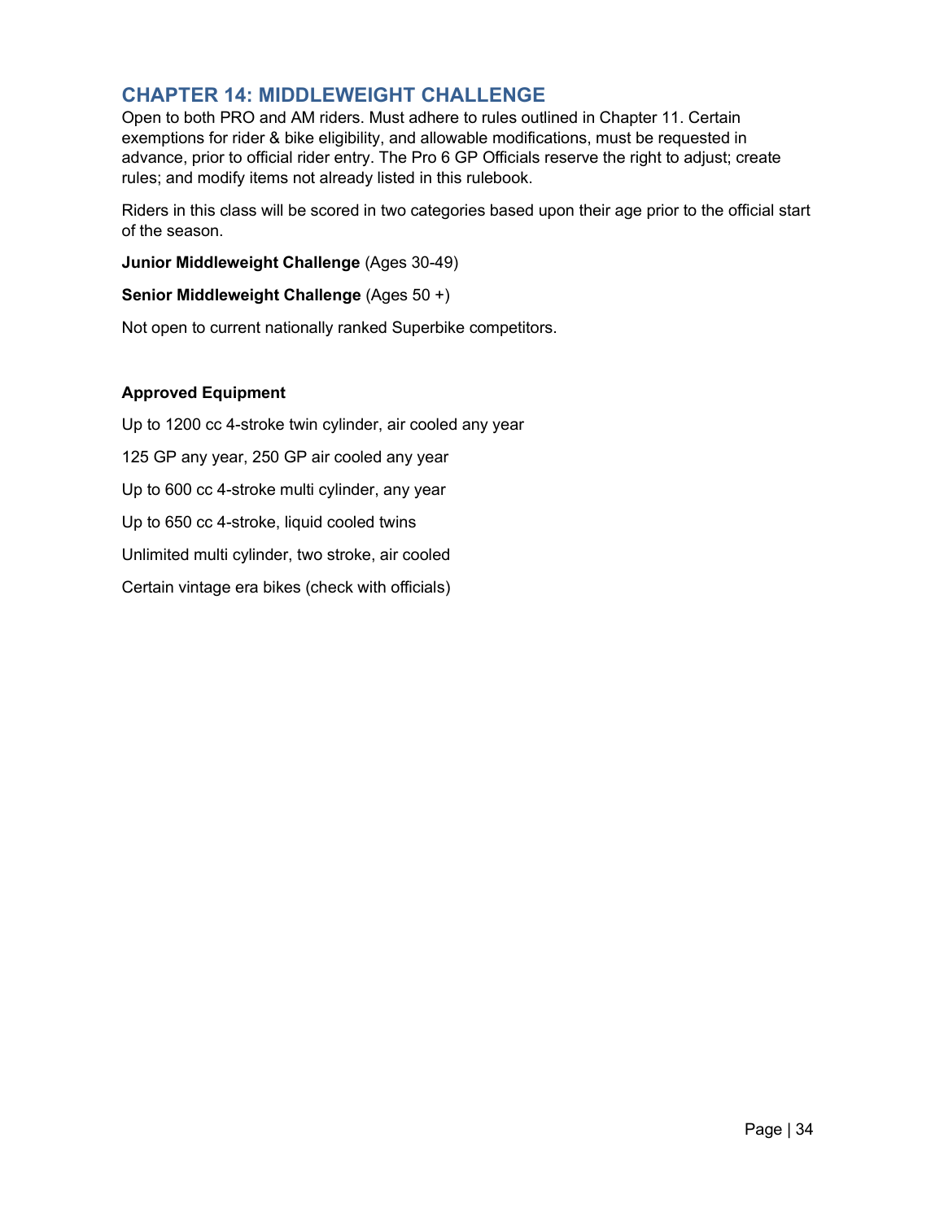## CHAPTER 14: MIDDLEWEIGHT CHALLENGE

Open to both PRO and AM riders. Must adhere to rules outlined in Chapter 11. Certain exemptions for rider & bike eligibility, and allowable modifications, must be requested in advance, prior to official rider entry. The Pro 6 GP Officials reserve the right to adjust; create rules; and modify items not already listed in this rulebook.

Riders in this class will be scored in two categories based upon their age prior to the official start of the season.

**Junior Middleweight Challenge** (Ages 30-49)

**Senior Middleweight Challenge** (Ages 50 +)

Not open to current nationally ranked Superbike competitors.

**Approved Equipment**

Up to 1200 cc 4-stroke twin cylinder, air cooled any year

125 GP any year, 250 GP air cooled any year

Up to 600 cc 4-stroke multi cylinder, any year

Up to 650 cc 4-stroke, liquid cooled twins

Unlimited multi cylinder, two stroke, air cooled

Certain vintage era bikes (check with officials)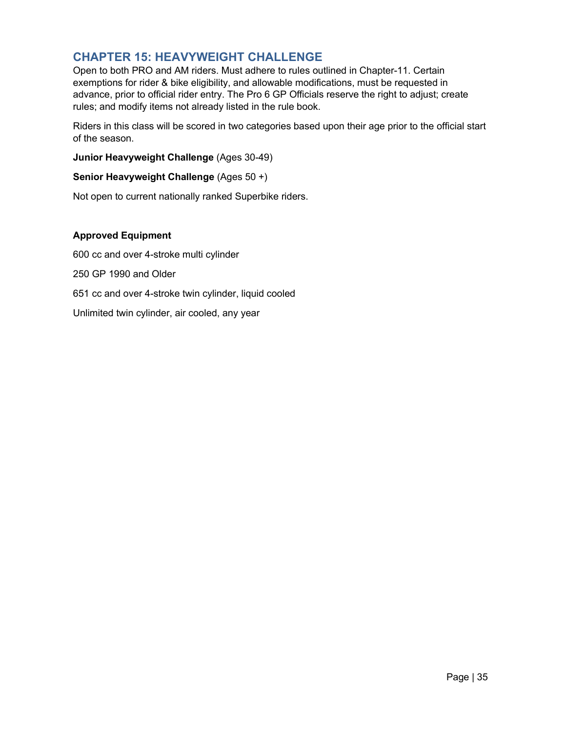## CHAPTER 15: HEAVYWEIGHT CHALLENGE

Open to both PRO and AM riders. Must adhere to rules outlined in Chapter-11. Certain exemptions for rider & bike eligibility, and allowable modifications, must be requested in advance, prior to official rider entry. The Pro 6 GP Officials reserve the right to adjust; create rules; and modify items not already listed in the rule book.

Riders in this class will be scored in two categories based upon their age prior to the official start of the season.

**Junior Heavyweight Challenge** (Ages 30-49)

**Senior Heavyweight Challenge** (Ages 50 +)

Not open to current nationally ranked Superbike riders.

**Approved Equipment**

600 cc and over 4-stroke multi cylinder

250 GP 1990 and Older

651 cc and over 4-stroke twin cylinder, liquid cooled

Unlimited twin cylinder, air cooled, any year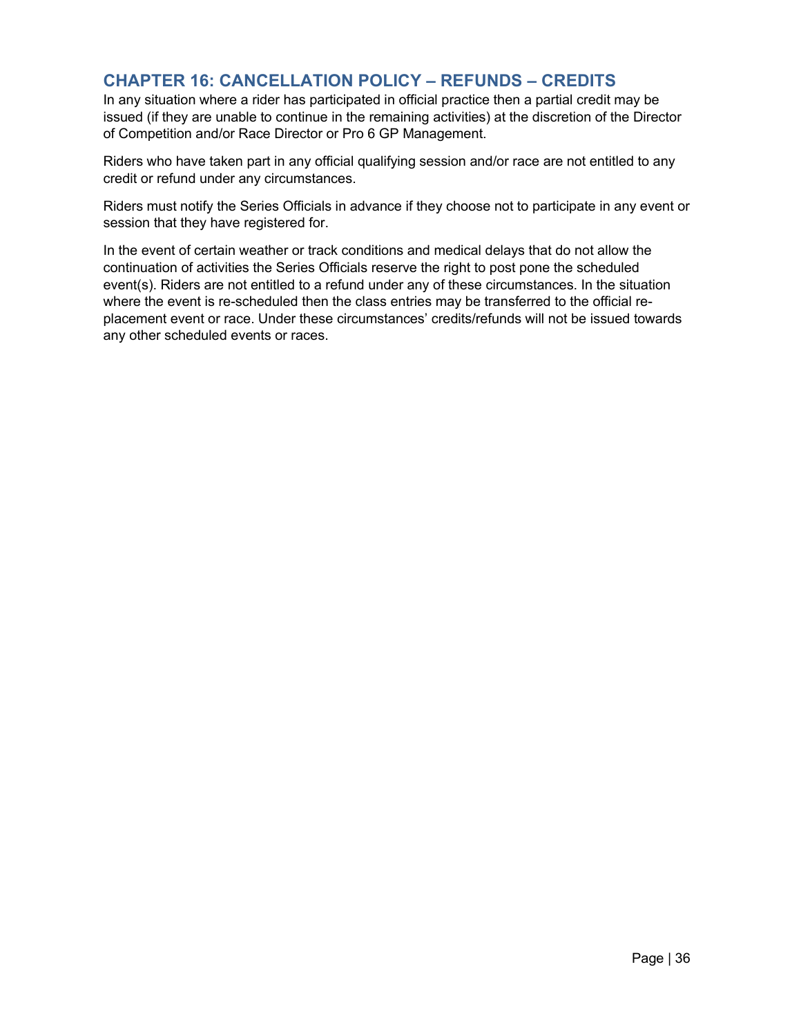## CHAPTER 16: CANCELLATION POLICY – REFUNDS – CREDITS

In any situation where a rider has participated in official practice then a partial credit may be issued (if they are unable to continue in the remaining activities) at the discretion of the Director of Competition and/or Race Director or Pro 6 GP Management.

Riders who have taken part in any official qualifying session and/or race are not entitled to any credit or refund under any circumstances.

Riders must notify the Series Officials in advance if they choose not to participate in any event or session that they have registered for.

In the event of certain weather or track conditions and medical delays that do not allow the continuation of activities the Series Officials reserve the right to post pone the scheduled event(s). Riders are not entitled to a refund under any of these circumstances. In the situation where the event is re-scheduled then the class entries may be transferred to the official re-placement event or race. Under these circumstances' credits/refunds will not be issued towards any other scheduled events or races.